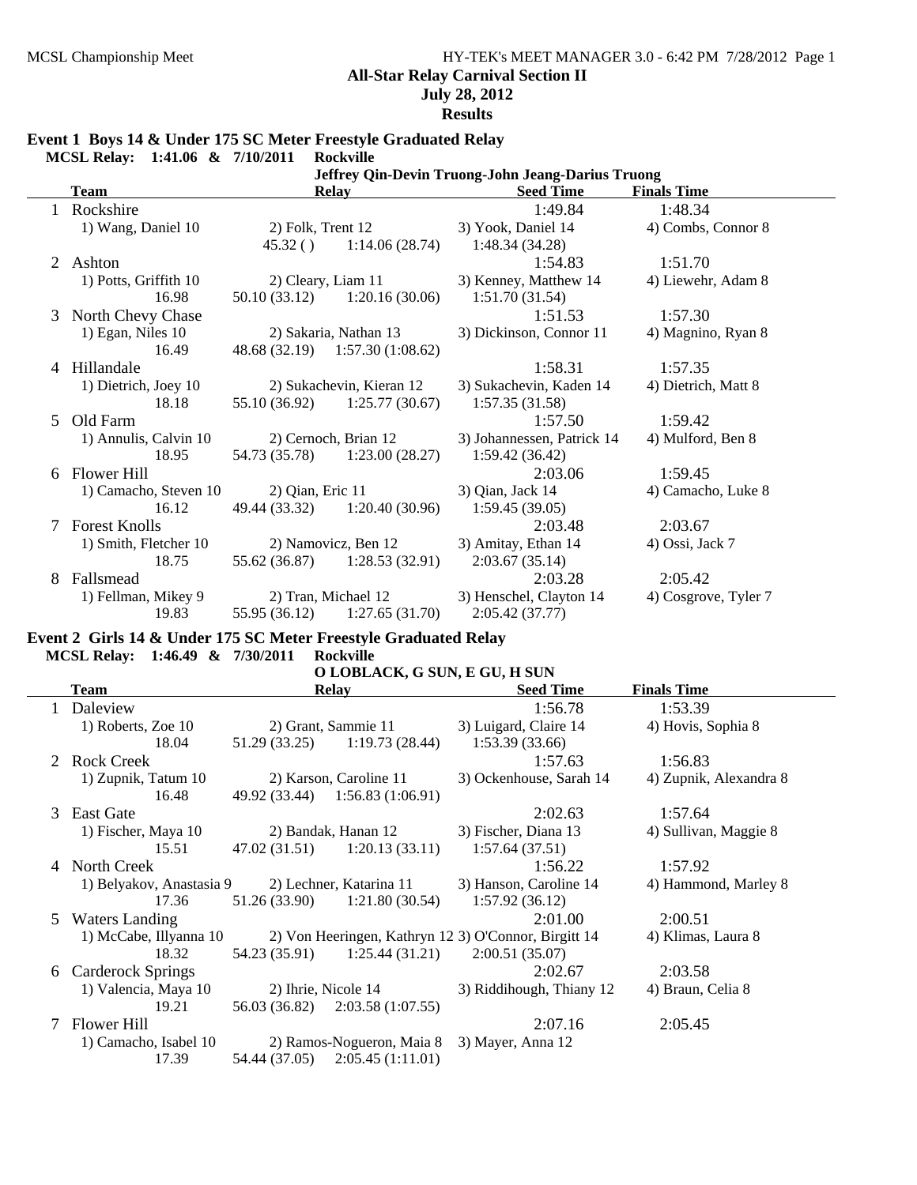# All-Star Relay Carnival Section II

**July 28, 2012**

**Results**

## Event 1 Boys 14 & Under 175 SC Meter Freestyle Graduated Relay

**MCSL Relay: 1:41.06 & 7/10/2011 Rockville**
**Jeffrey Qin-Devin Truong-John Jeang-Darius Truong**

| | Team | Relay | | Seed Time | Finals Time |
|---|---|---|---|---|---|
| 1 | Rockshire | | | 1:49.84 | 1:48.34 |
| | 1) Wang, Daniel 10 | 2) Folk, Trent 12 | | 3) Yook, Daniel 14 | 4) Combs, Connor 8 |
| | | 45.32 ( ) | 1:14.06 (28.74) | 1:48.34 (34.28) | |
| 2 | Ashton | | | 1:54.83 | 1:51.70 |
| | 1) Potts, Griffith 10 | 2) Cleary, Liam 11 | | 3) Kenney, Matthew 14 | 4) Liewehr, Adam 8 |
| | 16.98 | 50.10 (33.12) | 1:20.16 (30.06) | 1:51.70 (31.54) | |
| 3 | North Chevy Chase | | | 1:51.53 | 1:57.30 |
| | 1) Egan, Niles 10 | 2) Sakaria, Nathan 13 | | 3) Dickinson, Connor 11 | 4) Magnino, Ryan 8 |
| | 16.49 | 48.68 (32.19) | 1:57.30 (1:08.62) | | |
| 4 | Hillandale | | | 1:58.31 | 1:57.35 |
| | 1) Dietrich, Joey 10 | 2) Sukachevin, Kieran 12 | | 3) Sukachevin, Kaden 14 | 4) Dietrich, Matt 8 |
| | 18.18 | 55.10 (36.92) | 1:25.77 (30.67) | 1:57.35 (31.58) | |
| 5 | Old Farm | | | 1:57.50 | 1:59.42 |
| | 1) Annulis, Calvin 10 | 2) Cernoch, Brian 12 | | 3) Johannessen, Patrick 14 | 4) Mulford, Ben 8 |
| | 18.95 | 54.73 (35.78) | 1:23.00 (28.27) | 1:59.42 (36.42) | |
| 6 | Flower Hill | | | 2:03.06 | 1:59.45 |
| | 1) Camacho, Steven 10 | 2) Qian, Eric 11 | | 3) Qian, Jack 14 | 4) Camacho, Luke 8 |
| | 16.12 | 49.44 (33.32) | 1:20.40 (30.96) | 1:59.45 (39.05) | |
| 7 | Forest Knolls | | | 2:03.48 | 2:03.67 |
| | 1) Smith, Fletcher 10 | 2) Namovicz, Ben 12 | | 3) Amitay, Ethan 14 | 4) Ossi, Jack 7 |
| | 18.75 | 55.62 (36.87) | 1:28.53 (32.91) | 2:03.67 (35.14) | |
| 8 | Fallsmead | | | 2:03.28 | 2:05.42 |
| | 1) Fellman, Mikey 9 | 2) Tran, Michael 12 | | 3) Henschel, Clayton 14 | 4) Cosgrove, Tyler 7 |
| | 19.83 | 55.95 (36.12) | 1:27.65 (31.70) | 2:05.42 (37.77) | |

## Event 2 Girls 14 & Under 175 SC Meter Freestyle Graduated Relay

**MCSL Relay: 1:46.49 & 7/30/2011 Rockville**
**O LOBLACK, G SUN, E GU, H SUN**

| | Team | Relay | | Seed Time | Finals Time |
|---|---|---|---|---|---|
| 1 | Daleview | | | 1:56.78 | 1:53.39 |
| | 1) Roberts, Zoe 10 | 2) Grant, Sammie 11 | | 3) Luigard, Claire 14 | 4) Hovis, Sophia 8 |
| | 18.04 | 51.29 (33.25) | 1:19.73 (28.44) | 1:53.39 (33.66) | |
| 2 | Rock Creek | | | 1:57.63 | 1:56.83 |
| | 1) Zupnik, Tatum 10 | 2) Karson, Caroline 11 | | 3) Ockenhouse, Sarah 14 | 4) Zupnik, Alexandra 8 |
| | 16.48 | 49.92 (33.44) | 1:56.83 (1:06.91) | | |
| 3 | East Gate | | | 2:02.63 | 1:57.64 |
| | 1) Fischer, Maya 10 | 2) Bandak, Hanan 12 | | 3) Fischer, Diana 13 | 4) Sullivan, Maggie 8 |
| | 15.51 | 47.02 (31.51) | 1:20.13 (33.11) | 1:57.64 (37.51) | |
| 4 | North Creek | | | 1:56.22 | 1:57.92 |
| | 1) Belyakov, Anastasia 9 | 2) Lechner, Katarina 11 | | 3) Hanson, Caroline 14 | 4) Hammond, Marley 8 |
| | 17.36 | 51.26 (33.90) | 1:21.80 (30.54) | 1:57.92 (36.12) | |
| 5 | Waters Landing | | | 2:01.00 | 2:00.51 |
| | 1) McCabe, Illyanna 10 | 2) Von Heeringen, Kathryn 12 | | 3) O'Connor, Birgitt 14 | 4) Klimas, Laura 8 |
| | 18.32 | 54.23 (35.91) | 1:25.44 (31.21) | 2:00.51 (35.07) | |
| 6 | Carderock Springs | | | 2:02.67 | 2:03.58 |
| | 1) Valencia, Maya 10 | 2) Ihrie, Nicole 14 | | 3) Riddihough, Thiany 12 | 4) Braun, Celia 8 |
| | 19.21 | 56.03 (36.82) | 2:03.58 (1:07.55) | | |
| 7 | Flower Hill | | | 2:07.16 | 2:05.45 |
| | 1) Camacho, Isabel 10 | 2) Ramos-Nogueron, Maia 8 | | 3) Mayer, Anna 12 | |
| | 17.39 | 54.44 (37.05) | 2:05.45 (1:11.01) | | |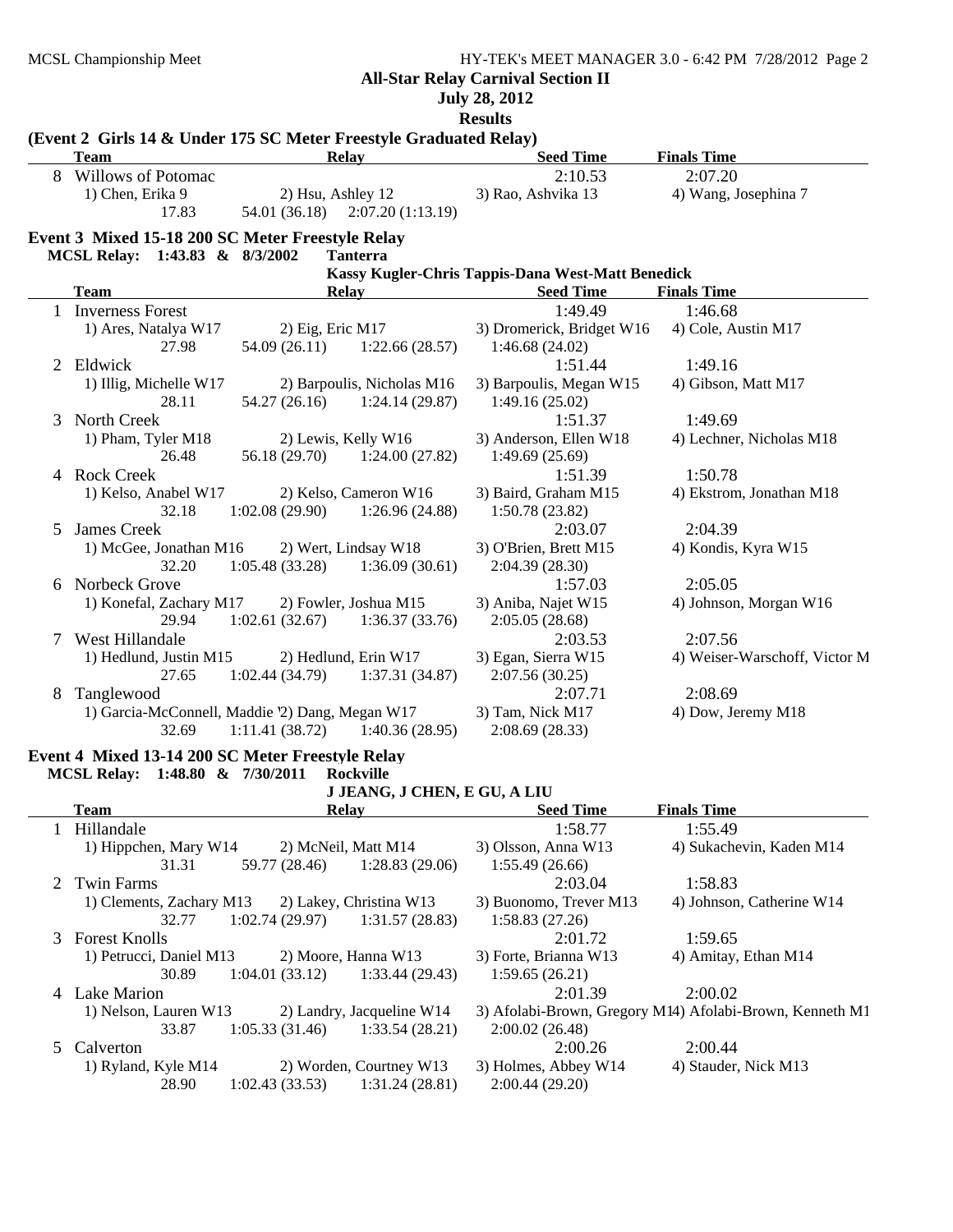## All-Star Relay Carnival Section II

**July 28, 2012**

**Results**

### (Event 2 Girls 14 & Under 175 SC Meter Freestyle Graduated Relay)

| | Team | Relay | | Seed Time | Finals Time |
|---|---|---|---|---|---|
| 8 | Willows of Potomac | | | 2:10.53 | 2:07.20 |
| | 1) Chen, Erika 9 | 2) Hsu, Ashley 12 | 3) Rao, Ashvika 13 | 4) Wang, Josephina 7 | |
| | 17.83 | 54.01 (36.18) | 2:07.20 (1:13.19) | | |

### Event 3 Mixed 15-18 200 SC Meter Freestyle Relay

**MCSL Relay: 1:43.83 & 8/3/2002 Tanterra**

**Kassy Kugler-Chris Tappis-Dana West-Matt Benedick**

| | Team | Relay | | Seed Time | Finals Time |
|---|---|---|---|---|---|
| 1 | Inverness Forest | | | 1:49.49 | 1:46.68 |
| | 1) Ares, Natalya W17 | 2) Eig, Eric M17 | 3) Dromerick, Bridget W16 | 4) Cole, Austin M17 | |
| | 27.98 | 54.09 (26.11) | 1:22.66 (28.57) | 1:46.68 (24.02) | |
| 2 | Eldwick | | | 1:51.44 | 1:49.16 |
| | 1) Illig, Michelle W17 | 2) Barpoulis, Nicholas M16 | 3) Barpoulis, Megan W15 | 4) Gibson, Matt M17 | |
| | 28.11 | 54.27 (26.16) | 1:24.14 (29.87) | 1:49.16 (25.02) | |
| 3 | North Creek | | | 1:51.37 | 1:49.69 |
| | 1) Pham, Tyler M18 | 2) Lewis, Kelly W16 | 3) Anderson, Ellen W18 | 4) Lechner, Nicholas M18 | |
| | 26.48 | 56.18 (29.70) | 1:24.00 (27.82) | 1:49.69 (25.69) | |
| 4 | Rock Creek | | | 1:51.39 | 1:50.78 |
| | 1) Kelso, Anabel W17 | 2) Kelso, Cameron W16 | 3) Baird, Graham M15 | 4) Ekstrom, Jonathan M18 | |
| | 32.18 | 1:02.08 (29.90) | 1:26.96 (24.88) | 1:50.78 (23.82) | |
| 5 | James Creek | | | 2:03.07 | 2:04.39 |
| | 1) McGee, Jonathan M16 | 2) Wert, Lindsay W18 | 3) O'Brien, Brett M15 | 4) Kondis, Kyra W15 | |
| | 32.20 | 1:05.48 (33.28) | 1:36.09 (30.61) | 2:04.39 (28.30) | |
| 6 | Norbeck Grove | | | 1:57.03 | 2:05.05 |
| | 1) Konefal, Zachary M17 | 2) Fowler, Joshua M15 | 3) Aniba, Najet W15 | 4) Johnson, Morgan W16 | |
| | 29.94 | 1:02.61 (32.67) | 1:36.37 (33.76) | 2:05.05 (28.68) | |
| 7 | West Hillandale | | | 2:03.53 | 2:07.56 |
| | 1) Hedlund, Justin M15 | 2) Hedlund, Erin W17 | 3) Egan, Sierra W15 | 4) Weiser-Warschoff, Victor M | |
| | 27.65 | 1:02.44 (34.79) | 1:37.31 (34.87) | 2:07.56 (30.25) | |
| 8 | Tanglewood | | | 2:07.71 | 2:08.69 |
| | 1) Garcia-McConnell, Maddie '2) Dang, Megan W17 | | 3) Tam, Nick M17 | 4) Dow, Jeremy M18 | |
| | 32.69 | 1:11.41 (38.72) | 1:40.36 (28.95) | 2:08.69 (28.33) | |

### Event 4 Mixed 13-14 200 SC Meter Freestyle Relay

**MCSL Relay: 1:48.80 & 7/30/2011 Rockville**

**J JEANG, J CHEN, E GU, A LIU**

| | Team | Relay | | Seed Time | Finals Time |
|---|---|---|---|---|---|
| 1 | Hillandale | | | 1:58.77 | 1:55.49 |
| | 1) Hippchen, Mary W14 | 2) McNeil, Matt M14 | 3) Olsson, Anna W13 | 4) Sukachevin, Kaden M14 | |
| | 31.31 | 59.77 (28.46) | 1:28.83 (29.06) | 1:55.49 (26.66) | |
| 2 | Twin Farms | | | 2:03.04 | 1:58.83 |
| | 1) Clements, Zachary M13 | 2) Lakey, Christina W13 | 3) Buonomo, Trever M13 | 4) Johnson, Catherine W14 | |
| | 32.77 | 1:02.74 (29.97) | 1:31.57 (28.83) | 1:58.83 (27.26) | |
| 3 | Forest Knolls | | | 2:01.72 | 1:59.65 |
| | 1) Petrucci, Daniel M13 | 2) Moore, Hanna W13 | 3) Forte, Brianna W13 | 4) Amitay, Ethan M14 | |
| | 30.89 | 1:04.01 (33.12) | 1:33.44 (29.43) | 1:59.65 (26.21) | |
| 4 | Lake Marion | | | 2:01.39 | 2:00.02 |
| | 1) Nelson, Lauren W13 | 2) Landry, Jacqueline W14 | 3) Afolabi-Brown, Gregory M14) Afolabi-Brown, Kenneth M1 | | |
| | 33.87 | 1:05.33 (31.46) | 1:33.54 (28.21) | 2:00.02 (26.48) | |
| 5 | Calverton | | | 2:00.26 | 2:00.44 |
| | 1) Ryland, Kyle M14 | 2) Worden, Courtney W13 | 3) Holmes, Abbey W14 | 4) Stauder, Nick M13 | |
| | 28.90 | 1:02.43 (33.53) | 1:31.24 (28.81) | 2:00.44 (29.20) | |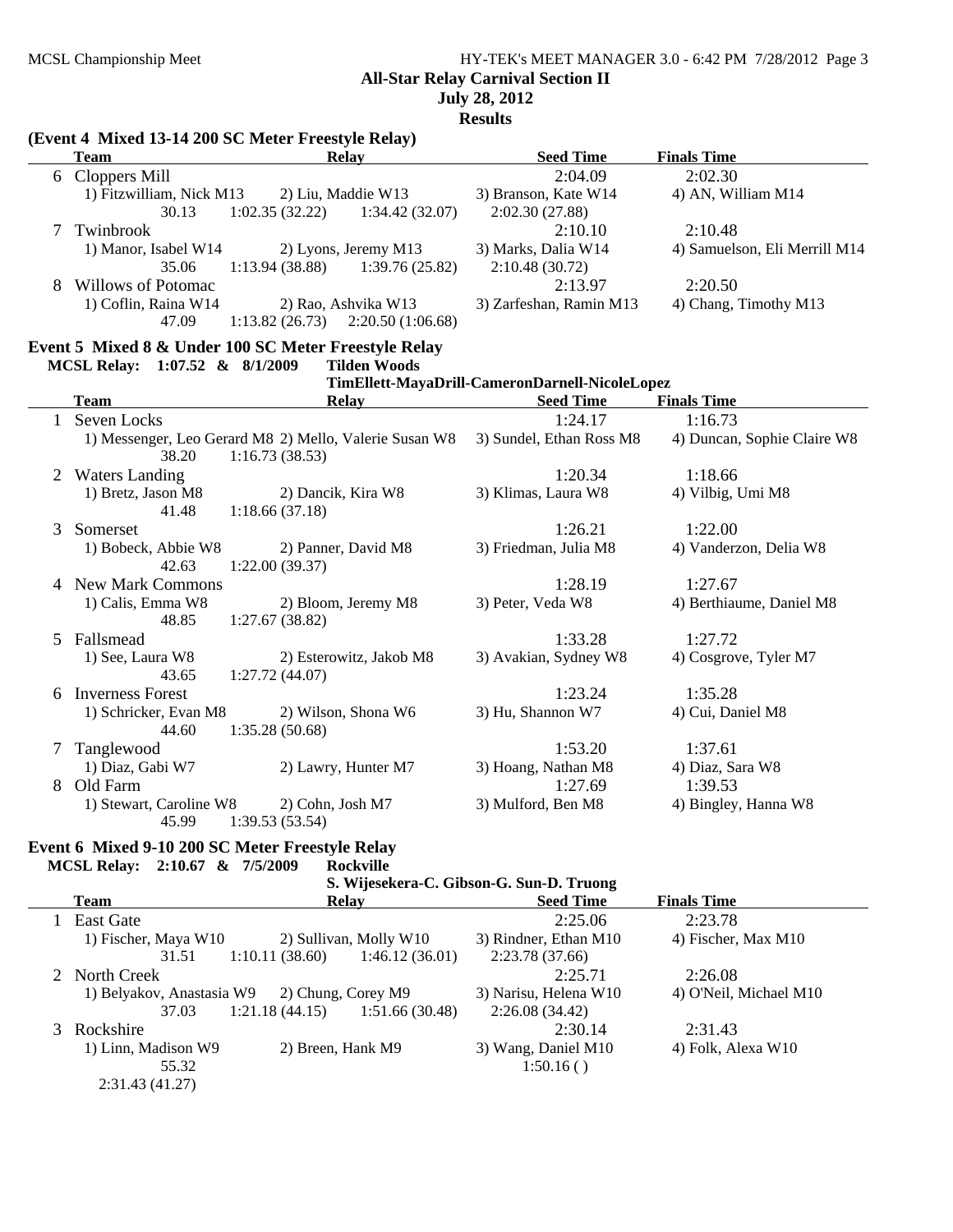## All-Star Relay Carnival Section II

**July 28, 2012**

**Results**

### (Event 4 Mixed 13-14 200 SC Meter Freestyle Relay)

| | Team | Relay | | Seed Time | Finals Time |
|---|---|---|---|---|---|
| 6 | Cloppers Mill | | | 2:04.09 | 2:02.30 |
| | 1) Fitzwilliam, Nick M13 | 2) Liu, Maddie W13 | | 3) Branson, Kate W14 | 4) AN, William M14 |
| | 30.13 | 1:02.35 (32.22) | 1:34.42 (32.07) | 2:02.30 (27.88) | |
| 7 | Twinbrook | | | 2:10.10 | 2:10.48 |
| | 1) Manor, Isabel W14 | 2) Lyons, Jeremy M13 | | 3) Marks, Dalia W14 | 4) Samuelson, Eli Merrill M14 |
| | 35.06 | 1:13.94 (38.88) | 1:39.76 (25.82) | 2:10.48 (30.72) | |
| 8 | Willows of Potomac | | | 2:13.97 | 2:20.50 |
| | 1) Coflin, Raina W14 | 2) Rao, Ashvika W13 | | 3) Zarfeshan, Ramin M13 | 4) Chang, Timothy M13 |
| | 47.09 | 1:13.82 (26.73) | 2:20.50 (1:06.68) | | |

### Event 5 Mixed 8 & Under 100 SC Meter Freestyle Relay

**MCSL Relay: 1:07.52 & 8/1/2009 Tilden Woods**
**TimEllett-MayaDrill-CameronDarnell-NicoleLopez**

| | Team | Relay | Seed Time | Finals Time |
|---|---|---|---|---|
| 1 | Seven Locks | | 1:24.17 | 1:16.73 |
| | 1) Messenger, Leo Gerard M8 | 2) Mello, Valerie Susan W8 | 3) Sundel, Ethan Ross M8 | 4) Duncan, Sophie Claire W8 |
| | 38.20 | 1:16.73 (38.53) | | |
| 2 | Waters Landing | | 1:20.34 | 1:18.66 |
| | 1) Bretz, Jason M8 | 2) Dancik, Kira W8 | 3) Klimas, Laura W8 | 4) Vilbig, Umi M8 |
| | 41.48 | 1:18.66 (37.18) | | |
| 3 | Somerset | | 1:26.21 | 1:22.00 |
| | 1) Bobeck, Abbie W8 | 2) Panner, David M8 | 3) Friedman, Julia M8 | 4) Vanderzon, Delia W8 |
| | 42.63 | 1:22.00 (39.37) | | |
| 4 | New Mark Commons | | 1:28.19 | 1:27.67 |
| | 1) Calis, Emma W8 | 2) Bloom, Jeremy M8 | 3) Peter, Veda W8 | 4) Berthiaume, Daniel M8 |
| | 48.85 | 1:27.67 (38.82) | | |
| 5 | Fallsmead | | 1:33.28 | 1:27.72 |
| | 1) See, Laura W8 | 2) Esterowitz, Jakob M8 | 3) Avakian, Sydney W8 | 4) Cosgrove, Tyler M7 |
| | 43.65 | 1:27.72 (44.07) | | |
| 6 | Inverness Forest | | 1:23.24 | 1:35.28 |
| | 1) Schricker, Evan M8 | 2) Wilson, Shona W6 | 3) Hu, Shannon W7 | 4) Cui, Daniel M8 |
| | 44.60 | 1:35.28 (50.68) | | |
| 7 | Tanglewood | | 1:53.20 | 1:37.61 |
| | 1) Diaz, Gabi W7 | 2) Lawry, Hunter M7 | 3) Hoang, Nathan M8 | 4) Diaz, Sara W8 |
| 8 | Old Farm | | 1:27.69 | 1:39.53 |
| | 1) Stewart, Caroline W8 | 2) Cohn, Josh M7 | 3) Mulford, Ben M8 | 4) Bingley, Hanna W8 |
| | 45.99 | 1:39.53 (53.54) | | |

### Event 6 Mixed 9-10 200 SC Meter Freestyle Relay

**MCSL Relay: 2:10.67 & 7/5/2009 Rockville**
**S. Wijesekera-C. Gibson-G. Sun-D. Truong**

| | Team | Relay | | Seed Time | Finals Time |
|---|---|---|---|---|---|
| 1 | East Gate | | | 2:25.06 | 2:23.78 |
| | 1) Fischer, Maya W10 | 2) Sullivan, Molly W10 | | 3) Rindner, Ethan M10 | 4) Fischer, Max M10 |
| | 31.51 | 1:10.11 (38.60) | 1:46.12 (36.01) | 2:23.78 (37.66) | |
| 2 | North Creek | | | 2:25.71 | 2:26.08 |
| | 1) Belyakov, Anastasia W9 | 2) Chung, Corey M9 | | 3) Narisu, Helena W10 | 4) O'Neil, Michael M10 |
| | 37.03 | 1:21.18 (44.15) | 1:51.66 (30.48) | 2:26.08 (34.42) | |
| 3 | Rockshire | | | 2:30.14 | 2:31.43 |
| | 1) Linn, Madison W9 | 2) Breen, Hank M9 | | 3) Wang, Daniel M10 | 4) Folk, Alexa W10 |
| | 55.32 | | | 1:50.16 ( ) | |
| | 2:31.43 (41.27) | | | | |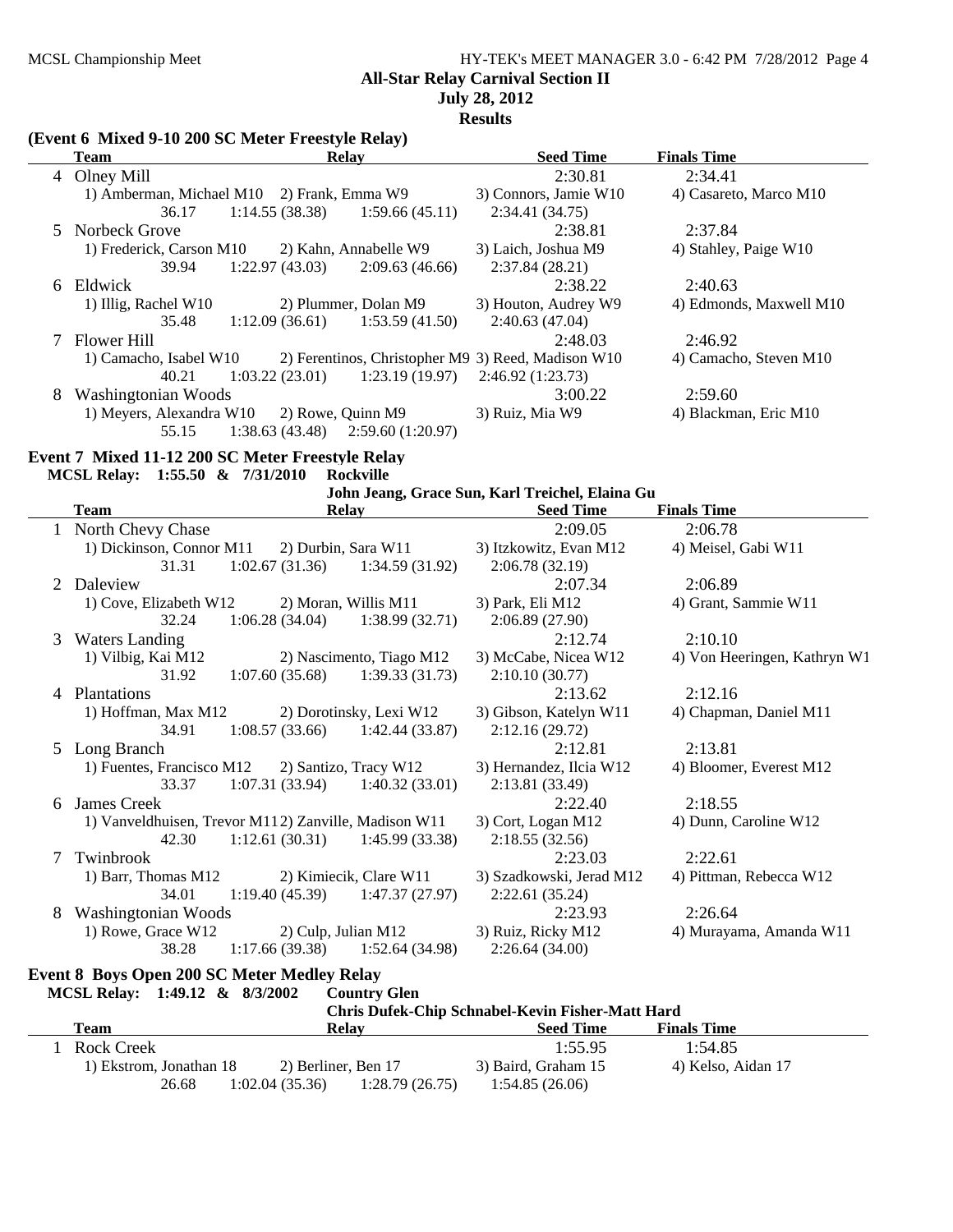**All-Star Relay Carnival Section II**

**July 28, 2012**

**Results**

### (Event 6 Mixed 9-10 200 SC Meter Freestyle Relay)

| | Team | Relay | | Seed Time | Finals Time |
|---|---|---|---|---|---|
| 4 | Olney Mill | | | 2:30.81 | 2:34.41 |
| | 1) Amberman, Michael M10 | 2) Frank, Emma W9 | | 3) Connors, Jamie W10 | 4) Casareto, Marco M10 |
| | 36.17 | 1:14.55 (38.38) | 1:59.66 (45.11) | 2:34.41 (34.75) | |
| 5 | Norbeck Grove | | | 2:38.81 | 2:37.84 |
| | 1) Frederick, Carson M10 | 2) Kahn, Annabelle W9 | | 3) Laich, Joshua M9 | 4) Stahley, Paige W10 |
| | 39.94 | 1:22.97 (43.03) | 2:09.63 (46.66) | 2:37.84 (28.21) | |
| 6 | Eldwick | | | 2:38.22 | 2:40.63 |
| | 1) Illig, Rachel W10 | 2) Plummer, Dolan M9 | | 3) Houton, Audrey W9 | 4) Edmonds, Maxwell M10 |
| | 35.48 | 1:12.09 (36.61) | 1:53.59 (41.50) | 2:40.63 (47.04) | |
| 7 | Flower Hill | | | 2:48.03 | 2:46.92 |
| | 1) Camacho, Isabel W10 | 2) Ferentinos, Christopher M9 | | 3) Reed, Madison W10 | 4) Camacho, Steven M10 |
| | 40.21 | 1:03.22 (23.01) | 1:23.19 (19.97) | 2:46.92 (1:23.73) | |
| 8 | Washingtonian Woods | | | 3:00.22 | 2:59.60 |
| | 1) Meyers, Alexandra W10 | 2) Rowe, Quinn M9 | | 3) Ruiz, Mia W9 | 4) Blackman, Eric M10 |
| | 55.15 | 1:38.63 (43.48) | 2:59.60 (1:20.97) | | |

### Event 7 Mixed 11-12 200 SC Meter Freestyle Relay

**MCSL Relay: 1:55.50 & 7/31/2010 Rockville**
**John Jeang, Grace Sun, Karl Treichel, Elaina Gu**

| | Team | Relay | | Seed Time | Finals Time |
|---|---|---|---|---|---|
| 1 | North Chevy Chase | | | 2:09.05 | 2:06.78 |
| | 1) Dickinson, Connor M11 | 2) Durbin, Sara W11 | | 3) Itzkowitz, Evan M12 | 4) Meisel, Gabi W11 |
| | 31.31 | 1:02.67 (31.36) | 1:34.59 (31.92) | 2:06.78 (32.19) | |
| 2 | Daleview | | | 2:07.34 | 2:06.89 |
| | 1) Cove, Elizabeth W12 | 2) Moran, Willis M11 | | 3) Park, Eli M12 | 4) Grant, Sammie W11 |
| | 32.24 | 1:06.28 (34.04) | 1:38.99 (32.71) | 2:06.89 (27.90) | |
| 3 | Waters Landing | | | 2:12.74 | 2:10.10 |
| | 1) Vilbig, Kai M12 | 2) Nascimento, Tiago M12 | | 3) McCabe, Nicea W12 | 4) Von Heeringen, Kathryn W1 |
| | 31.92 | 1:07.60 (35.68) | 1:39.33 (31.73) | 2:10.10 (30.77) | |
| 4 | Plantations | | | 2:13.62 | 2:12.16 |
| | 1) Hoffman, Max M12 | 2) Dorotinsky, Lexi W12 | | 3) Gibson, Katelyn W11 | 4) Chapman, Daniel M11 |
| | 34.91 | 1:08.57 (33.66) | 1:42.44 (33.87) | 2:12.16 (29.72) | |
| 5 | Long Branch | | | 2:12.81 | 2:13.81 |
| | 1) Fuentes, Francisco M12 | 2) Santizo, Tracy W12 | | 3) Hernandez, Ilcia W12 | 4) Bloomer, Everest M12 |
| | 33.37 | 1:07.31 (33.94) | 1:40.32 (33.01) | 2:13.81 (33.49) | |
| 6 | James Creek | | | 2:22.40 | 2:18.55 |
| | 1) Vanveldhuisen, Trevor M11 | 2) Zanville, Madison W11 | | 3) Cort, Logan M12 | 4) Dunn, Caroline W12 |
| | 42.30 | 1:12.61 (30.31) | 1:45.99 (33.38) | 2:18.55 (32.56) | |
| 7 | Twinbrook | | | 2:23.03 | 2:22.61 |
| | 1) Barr, Thomas M12 | 2) Kimiecik, Clare W11 | | 3) Szadkowski, Jerad M12 | 4) Pittman, Rebecca W12 |
| | 34.01 | 1:19.40 (45.39) | 1:47.37 (27.97) | 2:22.61 (35.24) | |
| 8 | Washingtonian Woods | | | 2:23.93 | 2:26.64 |
| | 1) Rowe, Grace W12 | 2) Culp, Julian M12 | | 3) Ruiz, Ricky M12 | 4) Murayama, Amanda W11 |
| | 38.28 | 1:17.66 (39.38) | 1:52.64 (34.98) | 2:26.64 (34.00) | |

### Event 8 Boys Open 200 SC Meter Medley Relay

**MCSL Relay: 1:49.12 & 8/3/2002 Country Glen**
**Chris Dufek-Chip Schnabel-Kevin Fisher-Matt Hard**

| | Team | Relay | | Seed Time | Finals Time |
|---|---|---|---|---|---|
| 1 | Rock Creek | | | 1:55.95 | 1:54.85 |
| | 1) Ekstrom, Jonathan 18 | 2) Berliner, Ben 17 | | 3) Baird, Graham 15 | 4) Kelso, Aidan 17 |
| | 26.68 | 1:02.04 (35.36) | 1:28.79 (26.75) | 1:54.85 (26.06) | |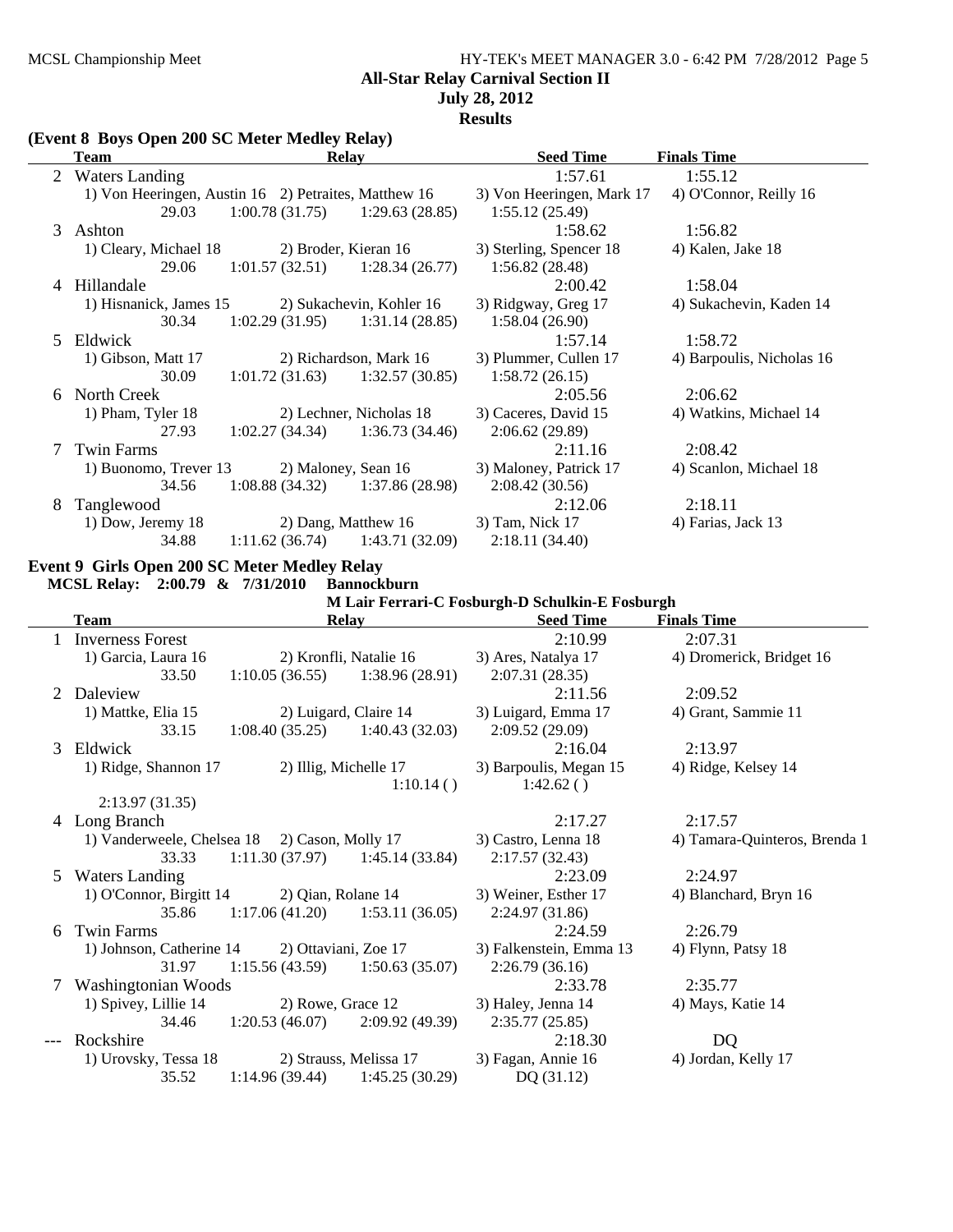MCSL Championship Meet

**All-Star Relay Carnival Section II**

**July 28, 2012**

**Results**

### (Event 8 Boys Open 200 SC Meter Medley Relay)

| | Team | Relay | | Seed Time | Finals Time |
|---|---|---|---|---|---|
| 2 | Waters Landing | | | 1:57.61 | 1:55.12 |
| | 1) Von Heeringen, Austin 16 | 2) Petraites, Matthew 16 | | 3) Von Heeringen, Mark 17 | 4) O'Connor, Reilly 16 |
| | 29.03 | 1:00.78 (31.75) | 1:29.63 (28.85) | 1:55.12 (25.49) | |
| 3 | Ashton | | | 1:58.62 | 1:56.82 |
| | 1) Cleary, Michael 18 | 2) Broder, Kieran 16 | | 3) Sterling, Spencer 18 | 4) Kalen, Jake 18 |
| | 29.06 | 1:01.57 (32.51) | 1:28.34 (26.77) | 1:56.82 (28.48) | |
| 4 | Hillandale | | | 2:00.42 | 1:58.04 |
| | 1) Hisnanick, James 15 | 2) Sukachevin, Kohler 16 | | 3) Ridgway, Greg 17 | 4) Sukachevin, Kaden 14 |
| | 30.34 | 1:02.29 (31.95) | 1:31.14 (28.85) | 1:58.04 (26.90) | |
| 5 | Eldwick | | | 1:57.14 | 1:58.72 |
| | 1) Gibson, Matt 17 | 2) Richardson, Mark 16 | | 3) Plummer, Cullen 17 | 4) Barpoulis, Nicholas 16 |
| | 30.09 | 1:01.72 (31.63) | 1:32.57 (30.85) | 1:58.72 (26.15) | |
| 6 | North Creek | | | 2:05.56 | 2:06.62 |
| | 1) Pham, Tyler 18 | 2) Lechner, Nicholas 18 | | 3) Caceres, David 15 | 4) Watkins, Michael 14 |
| | 27.93 | 1:02.27 (34.34) | 1:36.73 (34.46) | 2:06.62 (29.89) | |
| 7 | Twin Farms | | | 2:11.16 | 2:08.42 |
| | 1) Buonomo, Trever 13 | 2) Maloney, Sean 16 | | 3) Maloney, Patrick 17 | 4) Scanlon, Michael 18 |
| | 34.56 | 1:08.88 (34.32) | 1:37.86 (28.98) | 2:08.42 (30.56) | |
| 8 | Tanglewood | | | 2:12.06 | 2:18.11 |
| | 1) Dow, Jeremy 18 | 2) Dang, Matthew 16 | | 3) Tam, Nick 17 | 4) Farias, Jack 13 |
| | 34.88 | 1:11.62 (36.74) | 1:43.71 (32.09) | 2:18.11 (34.40) | |

### Event 9 Girls Open 200 SC Meter Medley Relay

**MCSL Relay: 2:00.79 & 7/31/2010 Bannockburn**

**M Lair Ferrari-C Fosburgh-D Schulkin-E Fosburgh**

| | Team | Relay | | Seed Time | Finals Time |
|---|---|---|---|---|---|
| 1 | Inverness Forest | | | 2:10.99 | 2:07.31 |
| | 1) Garcia, Laura 16 | 2) Kronfli, Natalie 16 | | 3) Ares, Natalya 17 | 4) Dromerick, Bridget 16 |
| | 33.50 | 1:10.05 (36.55) | 1:38.96 (28.91) | 2:07.31 (28.35) | |
| 2 | Daleview | | | 2:11.56 | 2:09.52 |
| | 1) Mattke, Elia 15 | 2) Luigard, Claire 14 | | 3) Luigard, Emma 17 | 4) Grant, Sammie 11 |
| | 33.15 | 1:08.40 (35.25) | 1:40.43 (32.03) | 2:09.52 (29.09) | |
| 3 | Eldwick | | | 2:16.04 | 2:13.97 |
| | 1) Ridge, Shannon 17 | 2) Illig, Michelle 17 | | 3) Barpoulis, Megan 15 | 4) Ridge, Kelsey 14 |
| | | | 1:10.14 ( ) | 1:42.62 ( ) | |
| | 2:13.97 (31.35) | | | | |
| 4 | Long Branch | | | 2:17.27 | 2:17.57 |
| | 1) Vanderweele, Chelsea 18 | 2) Cason, Molly 17 | | 3) Castro, Lenna 18 | 4) Tamara-Quinteros, Brenda 1 |
| | 33.33 | 1:11.30 (37.97) | 1:45.14 (33.84) | 2:17.57 (32.43) | |
| 5 | Waters Landing | | | 2:23.09 | 2:24.97 |
| | 1) O'Connor, Birgitt 14 | 2) Qian, Rolane 14 | | 3) Weiner, Esther 17 | 4) Blanchard, Bryn 16 |
| | 35.86 | 1:17.06 (41.20) | 1:53.11 (36.05) | 2:24.97 (31.86) | |
| 6 | Twin Farms | | | 2:24.59 | 2:26.79 |
| | 1) Johnson, Catherine 14 | 2) Ottaviani, Zoe 17 | | 3) Falkenstein, Emma 13 | 4) Flynn, Patsy 18 |
| | 31.97 | 1:15.56 (43.59) | 1:50.63 (35.07) | 2:26.79 (36.16) | |
| 7 | Washingtonian Woods | | | 2:33.78 | 2:35.77 |
| | 1) Spivey, Lillie 14 | 2) Rowe, Grace 12 | | 3) Haley, Jenna 14 | 4) Mays, Katie 14 |
| | 34.46 | 1:20.53 (46.07) | 2:09.92 (49.39) | 2:35.77 (25.85) | |
| --- | Rockshire | | | 2:18.30 | DQ |
| | 1) Urovsky, Tessa 18 | 2) Strauss, Melissa 17 | | 3) Fagan, Annie 16 | 4) Jordan, Kelly 17 |
| | 35.52 | 1:14.96 (39.44) | 1:45.25 (30.29) | DQ (31.12) | |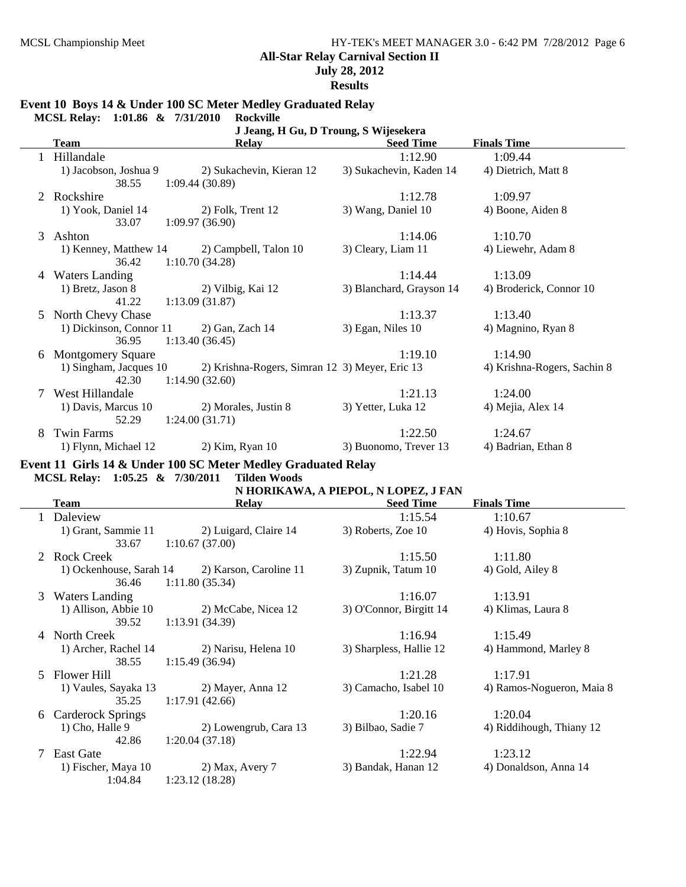## All-Star Relay Carnival Section II

**July 28, 2012**

**Results**

### Event 10 Boys 14 & Under 100 SC Meter Medley Graduated Relay

**MCSL Relay: 1:01.86 & 7/31/2010 Rockville**
**J Jeang, H Gu, D Troung, S Wijesekera**

| | Team | Relay | | Seed Time | Finals Time |
|---|---|---|---|---|---|
| 1 | Hillandale | | | 1:12.90 | 1:09.44 |
| | 1) Jacobson, Joshua 9 | 2) Sukachevin, Kieran 12 | 3) Sukachevin, Kaden 14 | | 4) Dietrich, Matt 8 |
| | 38.55 | 1:09.44 (30.89) | | | |
| 2 | Rockshire | | | 1:12.78 | 1:09.97 |
| | 1) Yook, Daniel 14 | 2) Folk, Trent 12 | 3) Wang, Daniel 10 | | 4) Boone, Aiden 8 |
| | 33.07 | 1:09.97 (36.90) | | | |
| 3 | Ashton | | | 1:14.06 | 1:10.70 |
| | 1) Kenney, Matthew 14 | 2) Campbell, Talon 10 | 3) Cleary, Liam 11 | | 4) Liewehr, Adam 8 |
| | 36.42 | 1:10.70 (34.28) | | | |
| 4 | Waters Landing | | | 1:14.44 | 1:13.09 |
| | 1) Bretz, Jason 8 | 2) Vilbig, Kai 12 | 3) Blanchard, Grayson 14 | | 4) Broderick, Connor 10 |
| | 41.22 | 1:13.09 (31.87) | | | |
| 5 | North Chevy Chase | | | 1:13.37 | 1:13.40 |
| | 1) Dickinson, Connor 11 | 2) Gan, Zach 14 | 3) Egan, Niles 10 | | 4) Magnino, Ryan 8 |
| | 36.95 | 1:13.40 (36.45) | | | |
| 6 | Montgomery Square | | | 1:19.10 | 1:14.90 |
| | 1) Singham, Jacques 10 | 2) Krishna-Rogers, Simran 12 | 3) Meyer, Eric 13 | | 4) Krishna-Rogers, Sachin 8 |
| | 42.30 | 1:14.90 (32.60) | | | |
| 7 | West Hillandale | | | 1:21.13 | 1:24.00 |
| | 1) Davis, Marcus 10 | 2) Morales, Justin 8 | 3) Yetter, Luka 12 | | 4) Mejia, Alex 14 |
| | 52.29 | 1:24.00 (31.71) | | | |
| 8 | Twin Farms | | | 1:22.50 | 1:24.67 |
| | 1) Flynn, Michael 12 | 2) Kim, Ryan 10 | 3) Buonomo, Trever 13 | | 4) Badrian, Ethan 8 |

### Event 11 Girls 14 & Under 100 SC Meter Medley Graduated Relay

**MCSL Relay: 1:05.25 & 7/30/2011 Tilden Woods**
**N HORIKAWA, A PIEPOL, N LOPEZ, J FAN**

| | Team | Relay | | Seed Time | Finals Time |
|---|---|---|---|---|---|
| 1 | Daleview | | | 1:15.54 | 1:10.67 |
| | 1) Grant, Sammie 11 | 2) Luigard, Claire 14 | 3) Roberts, Zoe 10 | | 4) Hovis, Sophia 8 |
| | 33.67 | 1:10.67 (37.00) | | | |
| 2 | Rock Creek | | | 1:15.50 | 1:11.80 |
| | 1) Ockenhouse, Sarah 14 | 2) Karson, Caroline 11 | 3) Zupnik, Tatum 10 | | 4) Gold, Ailey 8 |
| | 36.46 | 1:11.80 (35.34) | | | |
| 3 | Waters Landing | | | 1:16.07 | 1:13.91 |
| | 1) Allison, Abbie 10 | 2) McCabe, Nicea 12 | 3) O'Connor, Birgitt 14 | | 4) Klimas, Laura 8 |
| | 39.52 | 1:13.91 (34.39) | | | |
| 4 | North Creek | | | 1:16.94 | 1:15.49 |
| | 1) Archer, Rachel 14 | 2) Narisu, Helena 10 | 3) Sharpless, Hallie 12 | | 4) Hammond, Marley 8 |
| | 38.55 | 1:15.49 (36.94) | | | |
| 5 | Flower Hill | | | 1:21.28 | 1:17.91 |
| | 1) Vaules, Sayaka 13 | 2) Mayer, Anna 12 | 3) Camacho, Isabel 10 | | 4) Ramos-Nogueron, Maia 8 |
| | 35.25 | 1:17.91 (42.66) | | | |
| 6 | Carderock Springs | | | 1:20.16 | 1:20.04 |
| | 1) Cho, Halle 9 | 2) Lowengrub, Cara 13 | 3) Bilbao, Sadie 7 | | 4) Riddihough, Thiany 12 |
| | 42.86 | 1:20.04 (37.18) | | | |
| 7 | East Gate | | | 1:22.94 | 1:23.12 |
| | 1) Fischer, Maya 10 | 2) Max, Avery 7 | 3) Bandak, Hanan 12 | | 4) Donaldson, Anna 14 |
| | 1:04.84 | 1:23.12 (18.28) | | | |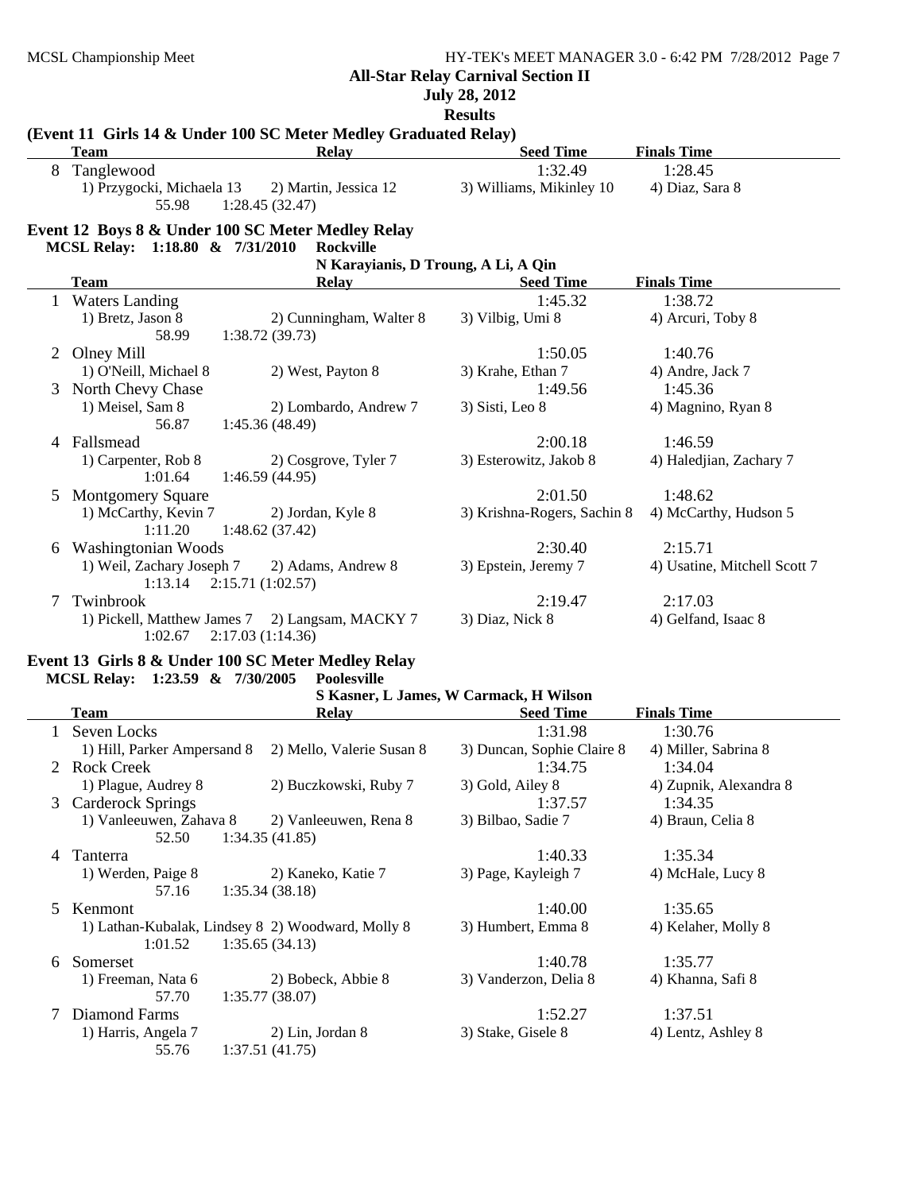## All-Star Relay Carnival Section II

**July 28, 2012**

**Results**

### (Event 11 Girls 14 & Under 100 SC Meter Medley Graduated Relay)

| | Team | Relay | Seed Time | Finals Time |
|---|---|---|---|---|
| 8 | Tanglewood | | 1:32.49 | 1:28.45 |
| | 1) Przygocki, Michaela 13 | 2) Martin, Jessica 12 | 3) Williams, Mikinley 10 | 4) Diaz, Sara 8 |
| | 55.98 | 1:28.45 (32.47) | | |

### Event 12 Boys 8 & Under 100 SC Meter Medley Relay

**MCSL Relay: 1:18.80 & 7/31/2010 Rockville**
N Karayianis, D Troung, A Li, A Qin

| | Team | Relay | Seed Time | Finals Time |
|---|---|---|---|---|
| 1 | Waters Landing | | 1:45.32 | 1:38.72 |
| | 1) Bretz, Jason 8 | 2) Cunningham, Walter 8 | 3) Vilbig, Umi 8 | 4) Arcuri, Toby 8 |
| | 58.99 | 1:38.72 (39.73) | | |
| 2 | Olney Mill | | 1:50.05 | 1:40.76 |
| | 1) O'Neill, Michael 8 | 2) West, Payton 8 | 3) Krahe, Ethan 7 | 4) Andre, Jack 7 |
| 3 | North Chevy Chase | | 1:49.56 | 1:45.36 |
| | 1) Meisel, Sam 8 | 2) Lombardo, Andrew 7 | 3) Sisti, Leo 8 | 4) Magnino, Ryan 8 |
| | 56.87 | 1:45.36 (48.49) | | |
| 4 | Fallsmead | | 2:00.18 | 1:46.59 |
| | 1) Carpenter, Rob 8 | 2) Cosgrove, Tyler 7 | 3) Esterowitz, Jakob 8 | 4) Haledjian, Zachary 7 |
| | 1:01.64 | 1:46.59 (44.95) | | |
| 5 | Montgomery Square | | 2:01.50 | 1:48.62 |
| | 1) McCarthy, Kevin 7 | 2) Jordan, Kyle 8 | 3) Krishna-Rogers, Sachin 8 | 4) McCarthy, Hudson 5 |
| | 1:11.20 | 1:48.62 (37.42) | | |
| 6 | Washingtonian Woods | | 2:30.40 | 2:15.71 |
| | 1) Weil, Zachary Joseph 7 | 2) Adams, Andrew 8 | 3) Epstein, Jeremy 7 | 4) Usatine, Mitchell Scott 7 |
| | 1:13.14 | 2:15.71 (1:02.57) | | |
| 7 | Twinbrook | | 2:19.47 | 2:17.03 |
| | 1) Pickell, Matthew James 7 | 2) Langsam, MACKY 7 | 3) Diaz, Nick 8 | 4) Gelfand, Isaac 8 |
| | 1:02.67 | 2:17.03 (1:14.36) | | |

### Event 13 Girls 8 & Under 100 SC Meter Medley Relay

**MCSL Relay: 1:23.59 & 7/30/2005 Poolesville**
S Kasner, L James, W Carmack, H Wilson

| | Team | Relay | Seed Time | Finals Time |
|---|---|---|---|---|
| 1 | Seven Locks | | 1:31.98 | 1:30.76 |
| | 1) Hill, Parker Ampersand 8 | 2) Mello, Valerie Susan 8 | 3) Duncan, Sophie Claire 8 | 4) Miller, Sabrina 8 |
| 2 | Rock Creek | | 1:34.75 | 1:34.04 |
| | 1) Plague, Audrey 8 | 2) Buczkowski, Ruby 7 | 3) Gold, Ailey 8 | 4) Zupnik, Alexandra 8 |
| 3 | Carderock Springs | | 1:37.57 | 1:34.35 |
| | 1) Vanleeuwen, Zahava 8 | 2) Vanleeuwen, Rena 8 | 3) Bilbao, Sadie 7 | 4) Braun, Celia 8 |
| | 52.50 | 1:34.35 (41.85) | | |
| 4 | Tanterra | | 1:40.33 | 1:35.34 |
| | 1) Werden, Paige 8 | 2) Kaneko, Katie 7 | 3) Page, Kayleigh 7 | 4) McHale, Lucy 8 |
| | 57.16 | 1:35.34 (38.18) | | |
| 5 | Kenmont | | 1:40.00 | 1:35.65 |
| | 1) Lathan-Kubalak, Lindsey 8 | 2) Woodward, Molly 8 | 3) Humbert, Emma 8 | 4) Kelaher, Molly 8 |
| | 1:01.52 | 1:35.65 (34.13) | | |
| 6 | Somerset | | 1:40.78 | 1:35.77 |
| | 1) Freeman, Nata 6 | 2) Bobeck, Abbie 8 | 3) Vanderzon, Delia 8 | 4) Khanna, Safi 8 |
| | 57.70 | 1:35.77 (38.07) | | |
| 7 | Diamond Farms | | 1:52.27 | 1:37.51 |
| | 1) Harris, Angela 7 | 2) Lin, Jordan 8 | 3) Stake, Gisele 8 | 4) Lentz, Ashley 8 |
| | 55.76 | 1:37.51 (41.75) | | |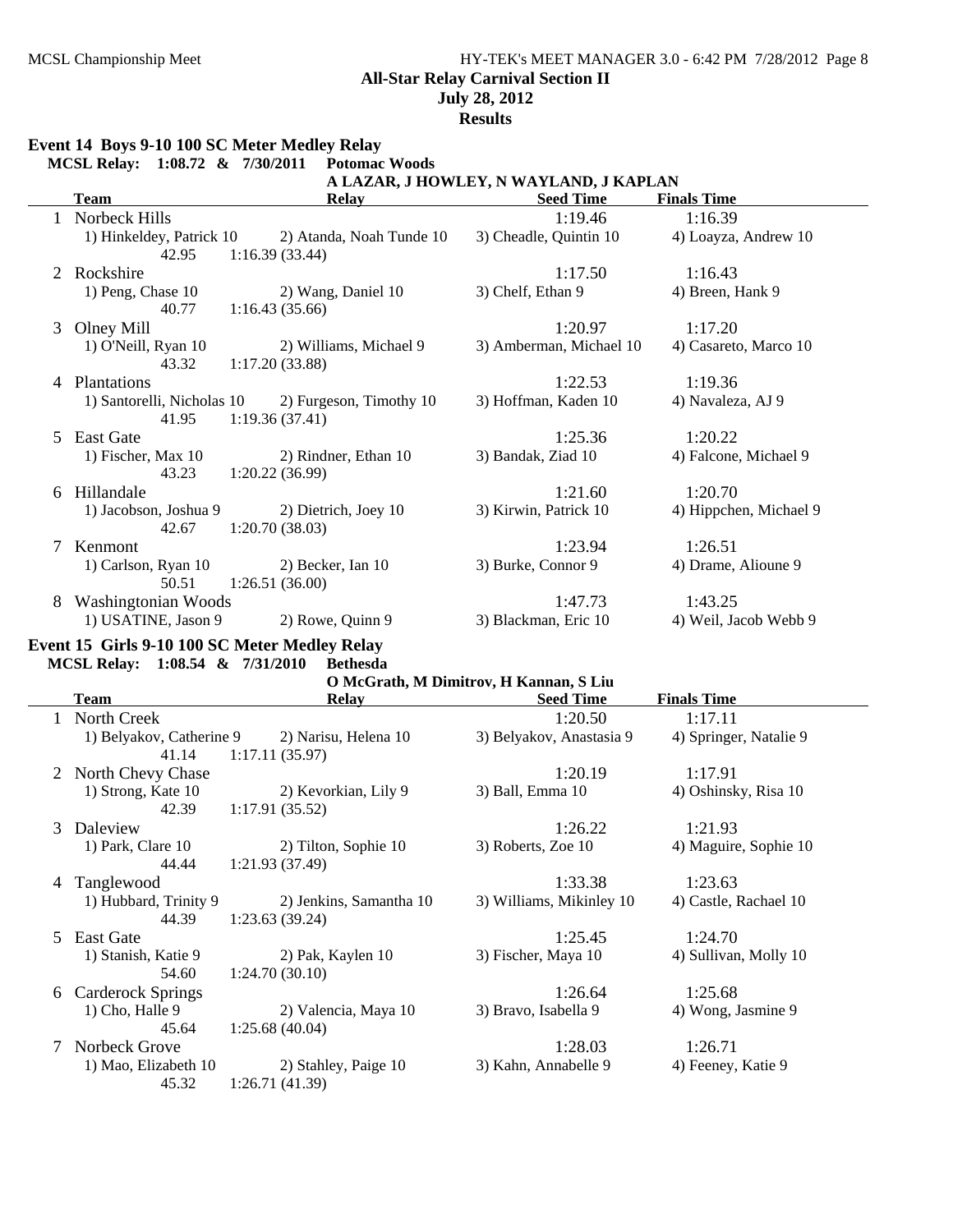## All-Star Relay Carnival Section II
**July 28, 2012**
**Results**

### Event 14 Boys 9-10 100 SC Meter Medley Relay

**MCSL Relay: 1:08.72 & 7/30/2011 Potomac Woods**
A LAZAR, J HOWLEY, N WAYLAND, J KAPLAN

| | Team | Relay | Seed Time | Finals Time |
|---|---|---|---|---|
| 1 | Norbeck Hills | | 1:19.46 | 1:16.39 |
| | 1) Hinkeldey, Patrick 10 | 2) Atanda, Noah Tunde 10 | 3) Cheadle, Quintin 10 | 4) Loayza, Andrew 10 |
| | 42.95 | 1:16.39 (33.44) | | |
| 2 | Rockshire | | 1:17.50 | 1:16.43 |
| | 1) Peng, Chase 10 | 2) Wang, Daniel 10 | 3) Chelf, Ethan 9 | 4) Breen, Hank 9 |
| | 40.77 | 1:16.43 (35.66) | | |
| 3 | Olney Mill | | 1:20.97 | 1:17.20 |
| | 1) O'Neill, Ryan 10 | 2) Williams, Michael 9 | 3) Amberman, Michael 10 | 4) Casareto, Marco 10 |
| | 43.32 | 1:17.20 (33.88) | | |
| 4 | Plantations | | 1:22.53 | 1:19.36 |
| | 1) Santorelli, Nicholas 10 | 2) Furgeson, Timothy 10 | 3) Hoffman, Kaden 10 | 4) Navaleza, AJ 9 |
| | 41.95 | 1:19.36 (37.41) | | |
| 5 | East Gate | | 1:25.36 | 1:20.22 |
| | 1) Fischer, Max 10 | 2) Rindner, Ethan 10 | 3) Bandak, Ziad 10 | 4) Falcone, Michael 9 |
| | 43.23 | 1:20.22 (36.99) | | |
| 6 | Hillandale | | 1:21.60 | 1:20.70 |
| | 1) Jacobson, Joshua 9 | 2) Dietrich, Joey 10 | 3) Kirwin, Patrick 10 | 4) Hippchen, Michael 9 |
| | 42.67 | 1:20.70 (38.03) | | |
| 7 | Kenmont | | 1:23.94 | 1:26.51 |
| | 1) Carlson, Ryan 10 | 2) Becker, Ian 10 | 3) Burke, Connor 9 | 4) Drame, Alioune 9 |
| | 50.51 | 1:26.51 (36.00) | | |
| 8 | Washingtonian Woods | | 1:47.73 | 1:43.25 |
| | 1) USATINE, Jason 9 | 2) Rowe, Quinn 9 | 3) Blackman, Eric 10 | 4) Weil, Jacob Webb 9 |

### Event 15 Girls 9-10 100 SC Meter Medley Relay

**MCSL Relay: 1:08.54 & 7/31/2010 Bethesda**
O McGrath, M Dimitrov, H Kannan, S Liu

| | Team | Relay | Seed Time | Finals Time |
|---|---|---|---|---|
| 1 | North Creek | | 1:20.50 | 1:17.11 |
| | 1) Belyakov, Catherine 9 | 2) Narisu, Helena 10 | 3) Belyakov, Anastasia 9 | 4) Springer, Natalie 9 |
| | 41.14 | 1:17.11 (35.97) | | |
| 2 | North Chevy Chase | | 1:20.19 | 1:17.91 |
| | 1) Strong, Kate 10 | 2) Kevorkian, Lily 9 | 3) Ball, Emma 10 | 4) Oshinsky, Risa 10 |
| | 42.39 | 1:17.91 (35.52) | | |
| 3 | Daleview | | 1:26.22 | 1:21.93 |
| | 1) Park, Clare 10 | 2) Tilton, Sophie 10 | 3) Roberts, Zoe 10 | 4) Maguire, Sophie 10 |
| | 44.44 | 1:21.93 (37.49) | | |
| 4 | Tanglewood | | 1:33.38 | 1:23.63 |
| | 1) Hubbard, Trinity 9 | 2) Jenkins, Samantha 10 | 3) Williams, Mikinley 10 | 4) Castle, Rachael 10 |
| | 44.39 | 1:23.63 (39.24) | | |
| 5 | East Gate | | 1:25.45 | 1:24.70 |
| | 1) Stanish, Katie 9 | 2) Pak, Kaylen 10 | 3) Fischer, Maya 10 | 4) Sullivan, Molly 10 |
| | 54.60 | 1:24.70 (30.10) | | |
| 6 | Carderock Springs | | 1:26.64 | 1:25.68 |
| | 1) Cho, Halle 9 | 2) Valencia, Maya 10 | 3) Bravo, Isabella 9 | 4) Wong, Jasmine 9 |
| | 45.64 | 1:25.68 (40.04) | | |
| 7 | Norbeck Grove | | 1:28.03 | 1:26.71 |
| | 1) Mao, Elizabeth 10 | 2) Stahley, Paige 10 | 3) Kahn, Annabelle 9 | 4) Feeney, Katie 9 |
| | 45.32 | 1:26.71 (41.39) | | |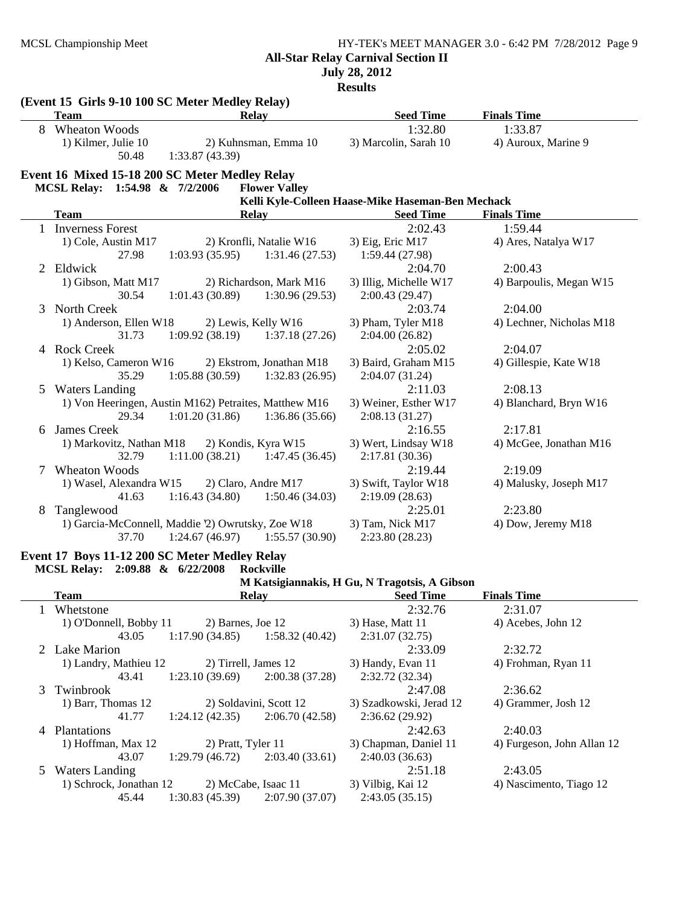**All-Star Relay Carnival Section II**
**July 28, 2012**
**Results**

**(Event 15 Girls 9-10 100 SC Meter Medley Relay)**

| | Team | Relay | Seed Time | Finals Time |
|---|---|---|---|---|
| 8 | Wheaton Woods | | 1:32.80 | 1:33.87 |

1) Kilmer, Julie 10 2) Kuhnsman, Emma 10 3) Marcolin, Sarah 10 4) Auroux, Marine 9
50.48 1:33.87 (43.39)

## Event 16 Mixed 15-18 200 SC Meter Medley Relay

**MCSL Relay: 1:54.98 & 7/2/2006 Flower Valley**
**Kelli Kyle-Colleen Haase-Mike Haseman-Ben Mechack**

| | Team | Relay | Seed Time | Finals Time |
|---|---|---|---|---|
| 1 | Inverness Forest | | 2:02.43 | 1:59.44 |
| | 1) Cole, Austin M17 | 2) Kronfli, Natalie W16 | 3) Eig, Eric M17 | 4) Ares, Natalya W17 |
| | 27.98 | 1:03.93 (35.95) 1:31.46 (27.53) | 1:59.44 (27.98) | |
| 2 | Eldwick | | 2:04.70 | 2:00.43 |
| | 1) Gibson, Matt M17 | 2) Richardson, Mark M16 | 3) Illig, Michelle W17 | 4) Barpoulis, Megan W15 |
| | 30.54 | 1:01.43 (30.89) 1:30.96 (29.53) | 2:00.43 (29.47) | |
| 3 | North Creek | | 2:03.74 | 2:04.00 |
| | 1) Anderson, Ellen W18 | 2) Lewis, Kelly W16 | 3) Pham, Tyler M18 | 4) Lechner, Nicholas M18 |
| | 31.73 | 1:09.92 (38.19) 1:37.18 (27.26) | 2:04.00 (26.82) | |
| 4 | Rock Creek | | 2:05.02 | 2:04.07 |
| | 1) Kelso, Cameron W16 | 2) Ekstrom, Jonathan M18 | 3) Baird, Graham M15 | 4) Gillespie, Kate W18 |
| | 35.29 | 1:05.88 (30.59) 1:32.83 (26.95) | 2:04.07 (31.24) | |
| 5 | Waters Landing | | 2:11.03 | 2:08.13 |
| | 1) Von Heeringen, Austin M16 | 2) Petraites, Matthew M16 | 3) Weiner, Esther W17 | 4) Blanchard, Bryn W16 |
| | 29.34 | 1:01.20 (31.86) 1:36.86 (35.66) | 2:08.13 (31.27) | |
| 6 | James Creek | | 2:16.55 | 2:17.81 |
| | 1) Markovitz, Nathan M18 | 2) Kondis, Kyra W15 | 3) Wert, Lindsay W18 | 4) McGee, Jonathan M16 |
| | 32.79 | 1:11.00 (38.21) 1:47.45 (36.45) | 2:17.81 (30.36) | |
| 7 | Wheaton Woods | | 2:19.44 | 2:19.09 |
| | 1) Wasel, Alexandra W15 | 2) Claro, Andre M17 | 3) Swift, Taylor W18 | 4) Malusky, Joseph M17 |
| | 41.63 | 1:16.43 (34.80) 1:50.46 (34.03) | 2:19.09 (28.63) | |
| 8 | Tanglewood | | 2:25.01 | 2:23.80 |
| | 1) Garcia-McConnell, Maddie ' | 2) Owrutsky, Zoe W18 | 3) Tam, Nick M17 | 4) Dow, Jeremy M18 |
| | 37.70 | 1:24.67 (46.97) 1:55.57 (30.90) | 2:23.80 (28.23) | |

## Event 17 Boys 11-12 200 SC Meter Medley Relay

**MCSL Relay: 2:09.88 & 6/22/2008 Rockville**
**M Katsigiannakis, H Gu, N Tragotsis, A Gibson**

| | Team | Relay | Seed Time | Finals Time |
|---|---|---|---|---|
| 1 | Whetstone | | 2:32.76 | 2:31.07 |
| | 1) O'Donnell, Bobby 11 | 2) Barnes, Joe 12 | 3) Hase, Matt 11 | 4) Acebes, John 12 |
| | 43.05 | 1:17.90 (34.85) 1:58.32 (40.42) | 2:31.07 (32.75) | |
| 2 | Lake Marion | | 2:33.09 | 2:32.72 |
| | 1) Landry, Mathieu 12 | 2) Tirrell, James 12 | 3) Handy, Evan 11 | 4) Frohman, Ryan 11 |
| | 43.41 | 1:23.10 (39.69) 2:00.38 (37.28) | 2:32.72 (32.34) | |
| 3 | Twinbrook | | 2:47.08 | 2:36.62 |
| | 1) Barr, Thomas 12 | 2) Soldavini, Scott 12 | 3) Szadkowski, Jerad 12 | 4) Grammer, Josh 12 |
| | 41.77 | 1:24.12 (42.35) 2:06.70 (42.58) | 2:36.62 (29.92) | |
| 4 | Plantations | | 2:42.63 | 2:40.03 |
| | 1) Hoffman, Max 12 | 2) Pratt, Tyler 11 | 3) Chapman, Daniel 11 | 4) Furgeson, John Allan 12 |
| | 43.07 | 1:29.79 (46.72) 2:03.40 (33.61) | 2:40.03 (36.63) | |
| 5 | Waters Landing | | 2:51.18 | 2:43.05 |
| | 1) Schrock, Jonathan 12 | 2) McCabe, Isaac 11 | 3) Vilbig, Kai 12 | 4) Nascimento, Tiago 12 |
| | 45.44 | 1:30.83 (45.39) 2:07.90 (37.07) | 2:43.05 (35.15) | |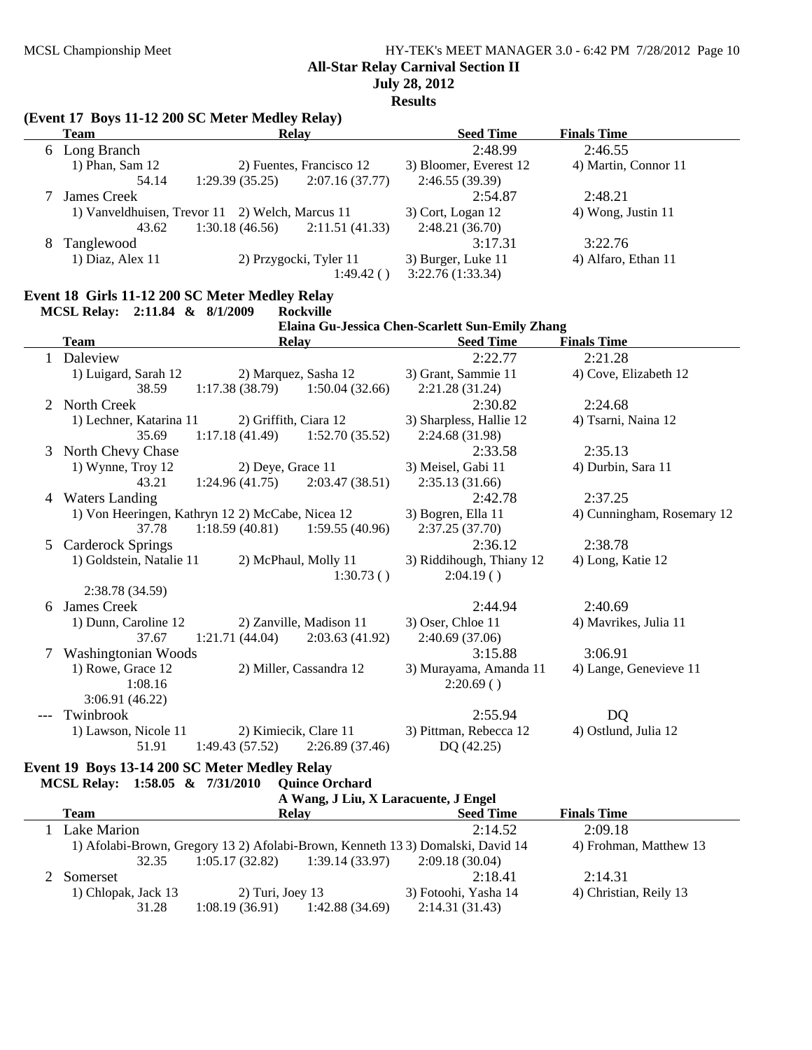MCSL Championship Meet

**All-Star Relay Carnival Section II**

**July 28, 2012**

**Results**

### (Event 17 Boys 11-12 200 SC Meter Medley Relay)

| | Team | Relay | | Seed Time | Finals Time |
|---|---|---|---|---|---|
| 6 | Long Branch | | | 2:48.99 | 2:46.55 |
| | 1) Phan, Sam 12 | 2) Fuentes, Francisco 12 | | 3) Bloomer, Everest 12 | 4) Martin, Connor 11 |
| | 54.14 | 1:29.39 (35.25) | 2:07.16 (37.77) | 2:46.55 (39.39) | |
| 7 | James Creek | | | 2:54.87 | 2:48.21 |
| | 1) Vanveldhuisen, Trevor 11 | 2) Welch, Marcus 11 | | 3) Cort, Logan 12 | 4) Wong, Justin 11 |
| | 43.62 | 1:30.18 (46.56) | 2:11.51 (41.33) | 2:48.21 (36.70) | |
| 8 | Tanglewood | | | 3:17.31 | 3:22.76 |
| | 1) Diaz, Alex 11 | 2) Przygocki, Tyler 11 | | 3) Burger, Luke 11 | 4) Alfaro, Ethan 11 |
| | | | 1:49.42 ( ) | 3:22.76 (1:33.34) | |

### Event 18 Girls 11-12 200 SC Meter Medley Relay

**MCSL Relay: 2:11.84 & 8/1/2009 Rockville**
**Elaina Gu-Jessica Chen-Scarlett Sun-Emily Zhang**

| | Team | Relay | | Seed Time | Finals Time |
|---|---|---|---|---|---|
| 1 | Daleview | | | 2:22.77 | 2:21.28 |
| | 1) Luigard, Sarah 12 | 2) Marquez, Sasha 12 | | 3) Grant, Sammie 11 | 4) Cove, Elizabeth 12 |
| | 38.59 | 1:17.38 (38.79) | 1:50.04 (32.66) | 2:21.28 (31.24) | |
| 2 | North Creek | | | 2:30.82 | 2:24.68 |
| | 1) Lechner, Katarina 11 | 2) Griffith, Ciara 12 | | 3) Sharpless, Hallie 12 | 4) Tsarni, Naina 12 |
| | 35.69 | 1:17.18 (41.49) | 1:52.70 (35.52) | 2:24.68 (31.98) | |
| 3 | North Chevy Chase | | | 2:33.58 | 2:35.13 |
| | 1) Wynne, Troy 12 | 2) Deye, Grace 11 | | 3) Meisel, Gabi 11 | 4) Durbin, Sara 11 |
| | 43.21 | 1:24.96 (41.75) | 2:03.47 (38.51) | 2:35.13 (31.66) | |
| 4 | Waters Landing | | | 2:42.78 | 2:37.25 |
| | 1) Von Heeringen, Kathryn 12 | 2) McCabe, Nicea 12 | | 3) Bogren, Ella 11 | 4) Cunningham, Rosemary 12 |
| | 37.78 | 1:18.59 (40.81) | 1:59.55 (40.96) | 2:37.25 (37.70) | |
| 5 | Carderock Springs | | | 2:36.12 | 2:38.78 |
| | 1) Goldstein, Natalie 11 | 2) McPhaul, Molly 11 | | 3) Riddihough, Thiany 12 | 4) Long, Katie 12 |
| | | | 1:30.73 ( ) | 2:04.19 ( ) | |
| | 2:38.78 (34.59) | | | | |
| 6 | James Creek | | | 2:44.94 | 2:40.69 |
| | 1) Dunn, Caroline 12 | 2) Zanville, Madison 11 | | 3) Oser, Chloe 11 | 4) Mavrikes, Julia 11 |
| | 37.67 | 1:21.71 (44.04) | 2:03.63 (41.92) | 2:40.69 (37.06) | |
| 7 | Washingtonian Woods | | | 3:15.88 | 3:06.91 |
| | 1) Rowe, Grace 12 | 2) Miller, Cassandra 12 | | 3) Murayama, Amanda 11 | 4) Lange, Genevieve 11 |
| | 1:08.16 | | | 2:20.69 ( ) | |
| | 3:06.91 (46.22) | | | | |
| --- | Twinbrook | | | 2:55.94 | DQ |
| | 1) Lawson, Nicole 11 | 2) Kimiecik, Clare 11 | | 3) Pittman, Rebecca 12 | 4) Ostlund, Julia 12 |
| | 51.91 | 1:49.43 (57.52) | 2:26.89 (37.46) | DQ (42.25) | |

### Event 19 Boys 13-14 200 SC Meter Medley Relay

**MCSL Relay: 1:58.05 & 7/31/2010 Quince Orchard**
**A Wang, J Liu, X Laracuente, J Engel**

| | Team | Relay | | Seed Time | Finals Time |
|---|---|---|---|---|---|
| 1 | Lake Marion | | | 2:14.52 | 2:09.18 |
| | 1) Afolabi-Brown, Gregory 13 | 2) Afolabi-Brown, Kenneth 13 | | 3) Domalski, David 14 | 4) Frohman, Matthew 13 |
| | 32.35 | 1:05.17 (32.82) | 1:39.14 (33.97) | 2:09.18 (30.04) | |
| 2 | Somerset | | | 2:18.41 | 2:14.31 |
| | 1) Chlopak, Jack 13 | 2) Turi, Joey 13 | | 3) Fotoohi, Yasha 14 | 4) Christian, Reily 13 |
| | 31.28 | 1:08.19 (36.91) | 1:42.88 (34.69) | 2:14.31 (31.43) | |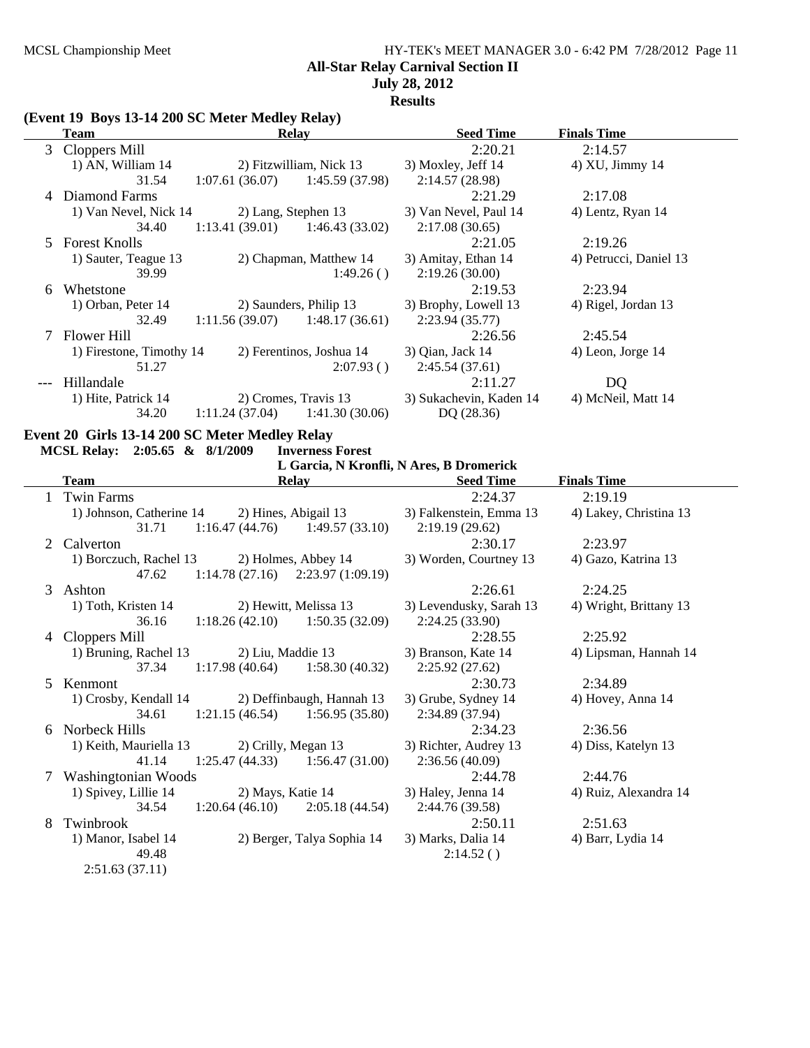## All-Star Relay Carnival Section II

**July 28, 2012**

**Results**

### (Event 19 Boys 13-14 200 SC Meter Medley Relay)

| | Team | Relay | | Seed Time | Finals Time |
|---|---|---|---|---|---|
| 3 | Cloppers Mill | | | 2:20.21 | 2:14.57 |
| | 1) AN, William 14 | 2) Fitzwilliam, Nick 13 | | 3) Moxley, Jeff 14 | 4) XU, Jimmy 14 |
| | 31.54 | 1:07.61 (36.07) | 1:45.59 (37.98) | 2:14.57 (28.98) | |
| 4 | Diamond Farms | | | 2:21.29 | 2:17.08 |
| | 1) Van Nevel, Nick 14 | 2) Lang, Stephen 13 | | 3) Van Nevel, Paul 14 | 4) Lentz, Ryan 14 |
| | 34.40 | 1:13.41 (39.01) | 1:46.43 (33.02) | 2:17.08 (30.65) | |
| 5 | Forest Knolls | | | 2:21.05 | 2:19.26 |
| | 1) Sauter, Teague 13 | 2) Chapman, Matthew 14 | | 3) Amitay, Ethan 14 | 4) Petrucci, Daniel 13 |
| | 39.99 | | 1:49.26 ( ) | 2:19.26 (30.00) | |
| 6 | Whetstone | | | 2:19.53 | 2:23.94 |
| | 1) Orban, Peter 14 | 2) Saunders, Philip 13 | | 3) Brophy, Lowell 13 | 4) Rigel, Jordan 13 |
| | 32.49 | 1:11.56 (39.07) | 1:48.17 (36.61) | 2:23.94 (35.77) | |
| 7 | Flower Hill | | | 2:26.56 | 2:45.54 |
| | 1) Firestone, Timothy 14 | 2) Ferentinos, Joshua 14 | | 3) Qian, Jack 14 | 4) Leon, Jorge 14 |
| | 51.27 | | 2:07.93 ( ) | 2:45.54 (37.61) | |
| --- | Hillandale | | | 2:11.27 | DQ |
| | 1) Hite, Patrick 14 | 2) Cromes, Travis 13 | | 3) Sukachevin, Kaden 14 | 4) McNeil, Matt 14 |
| | 34.20 | 1:11.24 (37.04) | 1:41.30 (30.06) | DQ (28.36) | |

### Event 20 Girls 13-14 200 SC Meter Medley Relay

**MCSL Relay: 2:05.65 & 8/1/2009 Inverness Forest**
**L Garcia, N Kronfli, N Ares, B Dromerick**

| | Team | Relay | | Seed Time | Finals Time |
|---|---|---|---|---|---|
| 1 | Twin Farms | | | 2:24.37 | 2:19.19 |
| | 1) Johnson, Catherine 14 | 2) Hines, Abigail 13 | | 3) Falkenstein, Emma 13 | 4) Lakey, Christina 13 |
| | 31.71 | 1:16.47 (44.76) | 1:49.57 (33.10) | 2:19.19 (29.62) | |
| 2 | Calverton | | | 2:30.17 | 2:23.97 |
| | 1) Borczuch, Rachel 13 | 2) Holmes, Abbey 14 | | 3) Worden, Courtney 13 | 4) Gazo, Katrina 13 |
| | 47.62 | 1:14.78 (27.16) | 2:23.97 (1:09.19) | | |
| 3 | Ashton | | | 2:26.61 | 2:24.25 |
| | 1) Toth, Kristen 14 | 2) Hewitt, Melissa 13 | | 3) Levendusky, Sarah 13 | 4) Wright, Brittany 13 |
| | 36.16 | 1:18.26 (42.10) | 1:50.35 (32.09) | 2:24.25 (33.90) | |
| 4 | Cloppers Mill | | | 2:28.55 | 2:25.92 |
| | 1) Bruning, Rachel 13 | 2) Liu, Maddie 13 | | 3) Branson, Kate 14 | 4) Lipsman, Hannah 14 |
| | 37.34 | 1:17.98 (40.64) | 1:58.30 (40.32) | 2:25.92 (27.62) | |
| 5 | Kenmont | | | 2:30.73 | 2:34.89 |
| | 1) Crosby, Kendall 14 | 2) Deffinbaugh, Hannah 13 | | 3) Grube, Sydney 14 | 4) Hovey, Anna 14 |
| | 34.61 | 1:21.15 (46.54) | 1:56.95 (35.80) | 2:34.89 (37.94) | |
| 6 | Norbeck Hills | | | 2:34.23 | 2:36.56 |
| | 1) Keith, Mauriella 13 | 2) Crilly, Megan 13 | | 3) Richter, Audrey 13 | 4) Diss, Katelyn 13 |
| | 41.14 | 1:25.47 (44.33) | 1:56.47 (31.00) | 2:36.56 (40.09) | |
| 7 | Washingtonian Woods | | | 2:44.78 | 2:44.76 |
| | 1) Spivey, Lillie 14 | 2) Mays, Katie 14 | | 3) Haley, Jenna 14 | 4) Ruiz, Alexandra 14 |
| | 34.54 | 1:20.64 (46.10) | 2:05.18 (44.54) | 2:44.76 (39.58) | |
| 8 | Twinbrook | | | 2:50.11 | 2:51.63 |
| | 1) Manor, Isabel 14 | 2) Berger, Talya Sophia 14 | | 3) Marks, Dalia 14 | 4) Barr, Lydia 14 |
| | 49.48 | | | 2:14.52 ( ) | |
| | 2:51.63 (37.11) | | | | |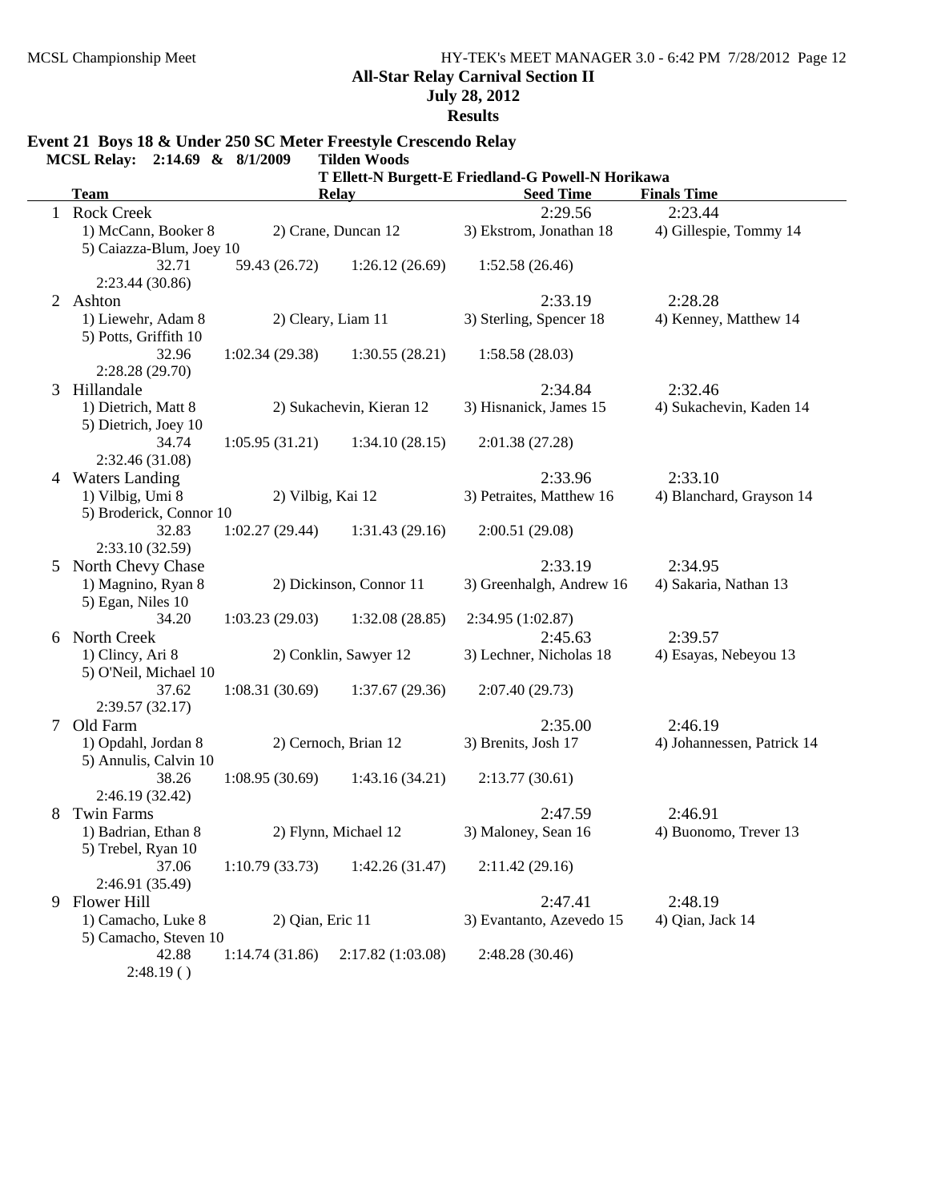**All-Star Relay Carnival Section II**
**July 28, 2012**
**Results**

## Event 21 Boys 18 & Under 250 SC Meter Freestyle Crescendo Relay

**MCSL Relay: 2:14.69 & 8/1/2009 Tilden Woods**
**T Ellett-N Burgett-E Friedland-G Powell-N Horikawa**

| | Team | Relay | Seed Time | Finals Time |
|---|---|---|---|---|
| 1 | Rock Creek | | 2:29.56 | 2:23.44 |
| | 1) McCann, Booker 8 | 2) Crane, Duncan 12 | 3) Ekstrom, Jonathan 18 | 4) Gillespie, Tommy 14 |
| | 5) Caiazza-Blum, Joey 10 | | | |
| | 32.71 | 59.43 (26.72) | 1:26.12 (26.69) | 1:52.58 (26.46) |
| | 2:23.44 (30.86) | | | |
| 2 | Ashton | | 2:33.19 | 2:28.28 |
| | 1) Liewehr, Adam 8 | 2) Cleary, Liam 11 | 3) Sterling, Spencer 18 | 4) Kenney, Matthew 14 |
| | 5) Potts, Griffith 10 | | | |
| | 32.96 | 1:02.34 (29.38) | 1:30.55 (28.21) | 1:58.58 (28.03) |
| | 2:28.28 (29.70) | | | |
| 3 | Hillandale | | 2:34.84 | 2:32.46 |
| | 1) Dietrich, Matt 8 | 2) Sukachevin, Kieran 12 | 3) Hisnanick, James 15 | 4) Sukachevin, Kaden 14 |
| | 5) Dietrich, Joey 10 | | | |
| | 34.74 | 1:05.95 (31.21) | 1:34.10 (28.15) | 2:01.38 (27.28) |
| | 2:32.46 (31.08) | | | |
| 4 | Waters Landing | | 2:33.96 | 2:33.10 |
| | 1) Vilbig, Umi 8 | 2) Vilbig, Kai 12 | 3) Petraites, Matthew 16 | 4) Blanchard, Grayson 14 |
| | 5) Broderick, Connor 10 | | | |
| | 32.83 | 1:02.27 (29.44) | 1:31.43 (29.16) | 2:00.51 (29.08) |
| | 2:33.10 (32.59) | | | |
| 5 | North Chevy Chase | | 2:33.19 | 2:34.95 |
| | 1) Magnino, Ryan 8 | 2) Dickinson, Connor 11 | 3) Greenhalgh, Andrew 16 | 4) Sakaria, Nathan 13 |
| | 5) Egan, Niles 10 | | | |
| | 34.20 | 1:03.23 (29.03) | 1:32.08 (28.85) | 2:34.95 (1:02.87) |
| 6 | North Creek | | 2:45.63 | 2:39.57 |
| | 1) Clincy, Ari 8 | 2) Conklin, Sawyer 12 | 3) Lechner, Nicholas 18 | 4) Esayas, Nebeyou 13 |
| | 5) O'Neil, Michael 10 | | | |
| | 37.62 | 1:08.31 (30.69) | 1:37.67 (29.36) | 2:07.40 (29.73) |
| | 2:39.57 (32.17) | | | |
| 7 | Old Farm | | 2:35.00 | 2:46.19 |
| | 1) Opdahl, Jordan 8 | 2) Cernoch, Brian 12 | 3) Brenits, Josh 17 | 4) Johannessen, Patrick 14 |
| | 5) Annulis, Calvin 10 | | | |
| | 38.26 | 1:08.95 (30.69) | 1:43.16 (34.21) | 2:13.77 (30.61) |
| | 2:46.19 (32.42) | | | |
| 8 | Twin Farms | | 2:47.59 | 2:46.91 |
| | 1) Badrian, Ethan 8 | 2) Flynn, Michael 12 | 3) Maloney, Sean 16 | 4) Buonomo, Trever 13 |
| | 5) Trebel, Ryan 10 | | | |
| | 37.06 | 1:10.79 (33.73) | 1:42.26 (31.47) | 2:11.42 (29.16) |
| | 2:46.91 (35.49) | | | |
| 9 | Flower Hill | | 2:47.41 | 2:48.19 |
| | 1) Camacho, Luke 8 | 2) Qian, Eric 11 | 3) Evantanto, Azevedo 15 | 4) Qian, Jack 14 |
| | 5) Camacho, Steven 10 | | | |
| | 42.88 | 1:14.74 (31.86) | 2:17.82 (1:03.08) | 2:48.28 (30.46) |
| | 2:48.19 ( ) | | | |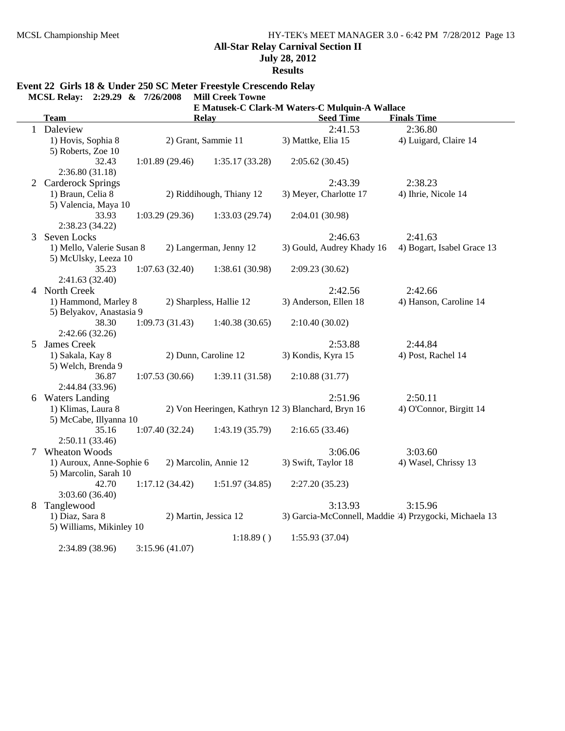**All-Star Relay Carnival Section II**

**July 28, 2012**

**Results**

**Event 22 Girls 18 & Under 250 SC Meter Freestyle Crescendo Relay**

**MCSL Relay: 2:29.29 & 7/26/2008 Mill Creek Towne**

**E Matusek-C Clark-M Waters-C Mulquin-A Wallace**

| | Team | Relay | Seed Time | Finals Time |
|---|---|---|---|---|
| 1 | Daleview | | 2:41.53 | 2:36.80 |

1) Hovis, Sophia 8 2) Grant, Sammie 11 3) Mattke, Elia 15 4) Luigard, Claire 14
5) Roberts, Zoe 10
32.43 1:01.89 (29.46) 1:35.17 (33.28) 2:05.62 (30.45)
2:36.80 (31.18)

| | Team | Relay | Seed Time | Finals Time |
|---|---|---|---|---|
| 2 | Carderock Springs | | 2:43.39 | 2:38.23 |

1) Braun, Celia 8 2) Riddihough, Thiany 12 3) Meyer, Charlotte 17 4) Ihrie, Nicole 14
5) Valencia, Maya 10
33.93 1:03.29 (29.36) 1:33.03 (29.74) 2:04.01 (30.98)
2:38.23 (34.22)

| | Team | Relay | Seed Time | Finals Time |
|---|---|---|---|---|
| 3 | Seven Locks | | 2:46.63 | 2:41.63 |

1) Mello, Valerie Susan 8 2) Langerman, Jenny 12 3) Gould, Audrey Khady 16 4) Bogart, Isabel Grace 13
5) McUlsky, Leeza 10
35.23 1:07.63 (32.40) 1:38.61 (30.98) 2:09.23 (30.62)
2:41.63 (32.40)

| | Team | Relay | Seed Time | Finals Time |
|---|---|---|---|---|
| 4 | North Creek | | 2:42.56 | 2:42.66 |

1) Hammond, Marley 8 2) Sharpless, Hallie 12 3) Anderson, Ellen 18 4) Hanson, Caroline 14
5) Belyakov, Anastasia 9
38.30 1:09.73 (31.43) 1:40.38 (30.65) 2:10.40 (30.02)
2:42.66 (32.26)

| | Team | Relay | Seed Time | Finals Time |
|---|---|---|---|---|
| 5 | James Creek | | 2:53.88 | 2:44.84 |

1) Sakala, Kay 8 2) Dunn, Caroline 12 3) Kondis, Kyra 15 4) Post, Rachel 14
5) Welch, Brenda 9
36.87 1:07.53 (30.66) 1:39.11 (31.58) 2:10.88 (31.77)
2:44.84 (33.96)

| | Team | Relay | Seed Time | Finals Time |
|---|---|---|---|---|
| 6 | Waters Landing | | 2:51.96 | 2:50.11 |

1) Klimas, Laura 8 2) Von Heeringen, Kathryn 12 3) Blanchard, Bryn 16 4) O'Connor, Birgitt 14
5) McCabe, Illyanna 10
35.16 1:07.40 (32.24) 1:43.19 (35.79) 2:16.65 (33.46)
2:50.11 (33.46)

| | Team | Relay | Seed Time | Finals Time |
|---|---|---|---|---|
| 7 | Wheaton Woods | | 3:06.06 | 3:03.60 |

1) Auroux, Anne-Sophie 6 2) Marcolin, Annie 12 3) Swift, Taylor 18 4) Wasel, Chrissy 13
5) Marcolin, Sarah 10
42.70 1:17.12 (34.42) 1:51.97 (34.85) 2:27.20 (35.23)
3:03.60 (36.40)

| | Team | Relay | Seed Time | Finals Time |
|---|---|---|---|---|
| 8 | Tanglewood | | 3:13.93 | 3:15.96 |

1) Diaz, Sara 8 2) Martin, Jessica 12 3) Garcia-McConnell, Maddie 4) Przygocki, Michaela 13
5) Williams, Mikinley 10
1:18.89 ( ) 1:55.93 (37.04)
2:34.89 (38.96) 3:15.96 (41.07)